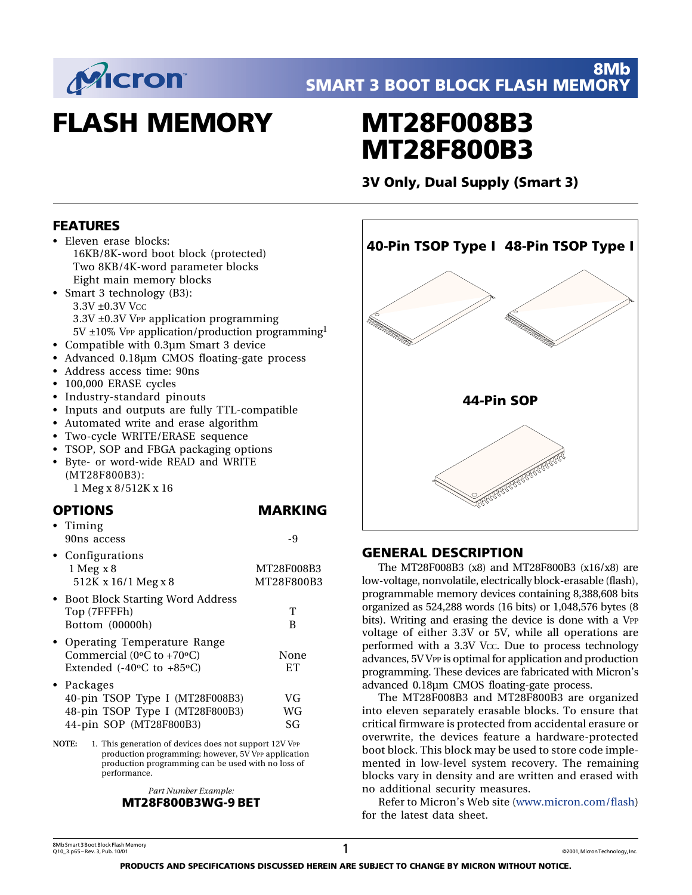8Mb
SMART 3 BOOT BLOCK FLASH MEMORY

# FLASH MEMORY

# MT28F008B3
# MT28F800B3

### 3V Only, Dual Supply (Smart 3)

## FEATURES

- Eleven erase blocks:
  - 16KB/8K-word boot block (protected)
  - Two 8KB/4K-word parameter blocks
  - Eight main memory blocks
- Smart 3 technology (B3):
  - 3.3V ±0.3V $V_{CC}$
  - 3.3V ±0.3V $V_{PP}$ application programming
  - 5V ±10% $V_{PP}$ application/production programming[1]
- Compatible with 0.3µm Smart 3 device
- Advanced 0.18µm CMOS floating-gate process
- Address access time: 90ns
- 100,000 ERASE cycles
- Industry-standard pinouts
- Inputs and outputs are fully TTL-compatible
- Automated write and erase algorithm
- Two-cycle WRITE/ERASE sequence
- TSOP, SOP and FBGA packaging options
- Byte- or word-wide READ and WRITE (MT28F800B3):
  - 1 Meg x 8/512K x 16

## OPTIONS

| OPTIONS | MARKING |
|---|---|
| **Timing** | |
| 90ns access | -9 |
| **Configurations** | |
| 1 Meg x 8 | MT28F008B3 |
| 512K x 16/1 Meg x 8 | MT28F800B3 |
| **Boot Block Starting Word Address** | |
| Top (7FFFFh) | T |
| Bottom (00000h) | B |
| **Operating Temperature Range** | |
| Commercial (0ºC to +70ºC) | None |
| Extended (-40ºC to +85ºC) | ET |
| **Packages** | |
| 40-pin TSOP Type I (MT28F008B3) | VG |
| 48-pin TSOP Type I (MT28F800B3) | WG |
| 44-pin SOP (MT28F800B3) | SG |

NOTE: 1. This generation of devices does not support 12V $V_{PP}$ production programming; however, 5V $V_{PP}$ application production programming can be used with no loss of performance.

*Part Number Example:*
**MT28F800B3WG-9 BET**

40-Pin TSOP Type I 48-Pin TSOP Type I

44-Pin SOP

## GENERAL DESCRIPTION

The MT28F008B3 (x8) and MT28F800B3 (x16/x8) are low-voltage, nonvolatile, electrically block-erasable (flash), programmable memory devices containing 8,388,608 bits organized as 524,288 words (16 bits) or 1,048,576 bytes (8 bits). Writing and erasing the device is done with a $V_{PP}$ voltage of either 3.3V or 5V, while all operations are performed with a 3.3V $V_{CC}$. Due to process technology advances, 5V $V_{PP}$ is optimal for application and production programming. These devices are fabricated with Micron's advanced 0.18µm CMOS floating-gate process.

The MT28F008B3 and MT28F800B3 are organized into eleven separately erasable blocks. To ensure that critical firmware is protected from accidental erasure or overwrite, the devices feature a hardware-protected boot block. This block may be used to store code implemented in low-level system recovery. The remaining blocks vary in density and are written and erased with no additional security measures.

Refer to Micron's Web site (www.micron.com/flash) for the latest data sheet.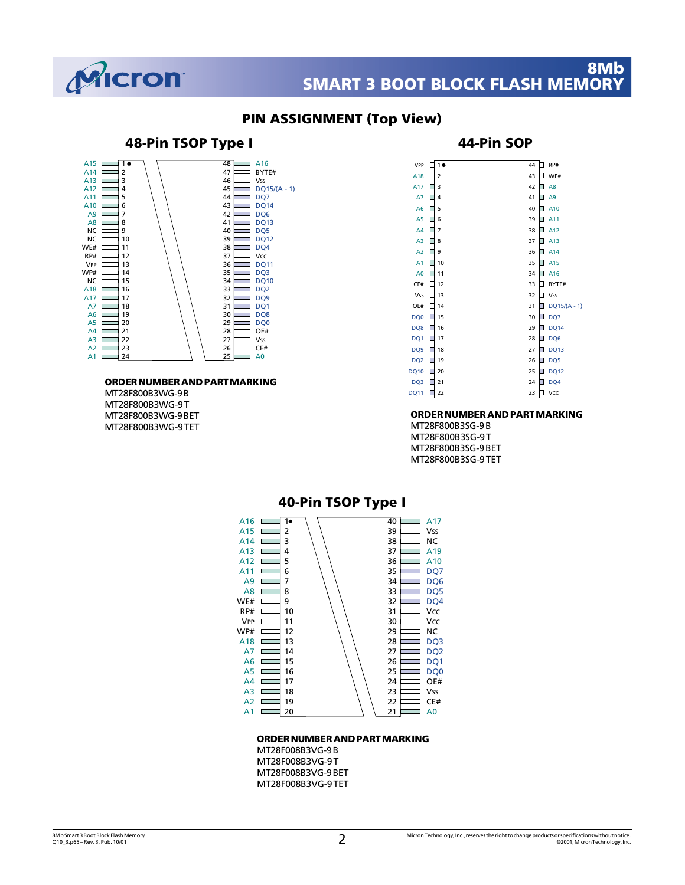## PIN ASSIGNMENT (Top View)

### 48-Pin TSOP Type I

| Pin | Signal | Pin | Signal |
|---|---|---|---|
| 1 | A15 | 48 | A16 |
| 2 | A14 | 47 | BYTE# |
| 3 | A13 | 46 | Vss |
| 4 | A12 | 45 | DQ15/(A - 1) |
| 5 | A11 | 44 | DQ7 |
| 6 | A10 | 43 | DQ14 |
| 7 | A9 | 42 | DQ6 |
| 8 | A8 | 41 | DQ13 |
| 9 | NC | 40 | DQ5 |
| 10 | NC | 39 | DQ12 |
| 11 | WE# | 38 | DQ4 |
| 12 | RP# | 37 | Vcc |
| 13 | VPP | 36 | DQ11 |
| 14 | WP# | 35 | DQ3 |
| 15 | NC | 34 | DQ10 |
| 16 | A18 | 33 | DQ2 |
| 17 | A17 | 32 | DQ9 |
| 18 | A7 | 31 | DQ1 |
| 19 | A6 | 30 | DQ8 |
| 20 | A5 | 29 | DQ0 |
| 21 | A4 | 28 | OE# |
| 22 | A3 | 27 | Vss |
| 23 | A2 | 26 | CE# |
| 24 | A1 | 25 | A0 |

**ORDER NUMBER AND PART MARKING**

MT28F800B3WG-9 B
MT28F800B3WG-9 T
MT28F800B3WG-9 BET
MT28F800B3WG-9 TET

### 44-Pin SOP

| Pin | Signal | Pin | Signal |
|---|---|---|---|
| 1 | VPP | 44 | RP# |
| 2 | A18 | 43 | WE# |
| 3 | A17 | 42 | A8 |
| 4 | A7 | 41 | A9 |
| 5 | A6 | 40 | A10 |
| 6 | A5 | 39 | A11 |
| 7 | A4 | 38 | A12 |
| 8 | A3 | 37 | A13 |
| 9 | A2 | 36 | A14 |
| 10 | A1 | 35 | A15 |
| 11 | A0 | 34 | A16 |
| 12 | CE# | 33 | BYTE# |
| 13 | Vss | 32 | Vss |
| 14 | OE# | 31 | DQ15/(A - 1) |
| 15 | DQ0 | 30 | DQ7 |
| 16 | DQ8 | 29 | DQ14 |
| 17 | DQ1 | 28 | DQ6 |
| 18 | DQ9 | 27 | DQ13 |
| 19 | DQ2 | 26 | DQ5 |
| 20 | DQ10 | 25 | DQ12 |
| 21 | DQ3 | 24 | DQ4 |
| 22 | DQ11 | 23 | Vcc |

**ORDER NUMBER AND PART MARKING**

MT28F800B3SG-9 B
MT28F800B3SG-9 T
MT28F800B3SG-9 BET
MT28F800B3SG-9 TET

### 40-Pin TSOP Type I

| Pin | Signal | Pin | Signal |
|---|---|---|---|
| 1 | A16 | 40 | A17 |
| 2 | A15 | 39 | Vss |
| 3 | A14 | 38 | NC |
| 4 | A13 | 37 | A19 |
| 5 | A12 | 36 | A10 |
| 6 | A11 | 35 | DQ7 |
| 7 | A9 | 34 | DQ6 |
| 8 | A8 | 33 | DQ5 |
| 9 | WE# | 32 | DQ4 |
| 10 | RP# | 31 | Vcc |
| 11 | VPP | 30 | Vcc |
| 12 | WP# | 29 | NC |
| 13 | A18 | 28 | DQ3 |
| 14 | A7 | 27 | DQ2 |
| 15 | A6 | 26 | DQ1 |
| 16 | A5 | 25 | DQ0 |
| 17 | A4 | 24 | OE# |
| 18 | A3 | 23 | Vss |
| 19 | A2 | 22 | CE# |
| 20 | A1 | 21 | A0 |

**ORDER NUMBER AND PART MARKING**

MT28F008B3VG-9 B
MT28F008B3VG-9 T
MT28F008B3VG-9 BET
MT28F008B3VG-9 TET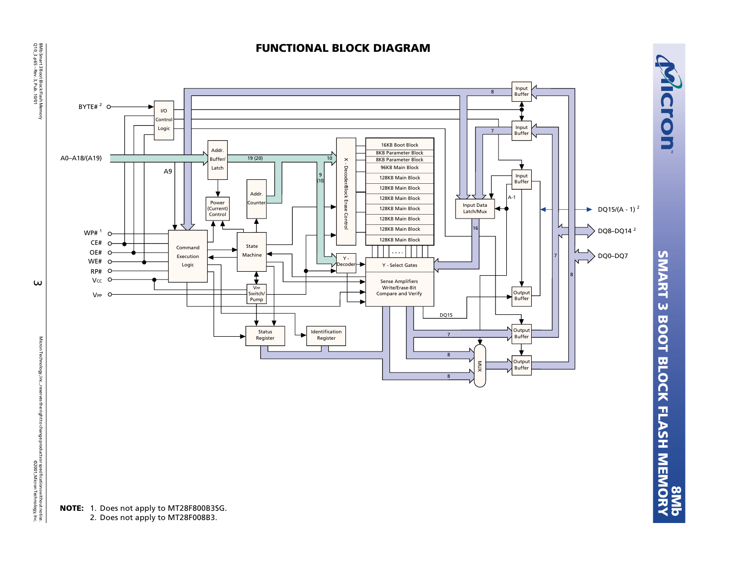# FUNCTIONAL BLOCK DIAGRAM

**NOTE:** 1. Does not apply to MT28F800B3SG.
2. Does not apply to MT28F008B3.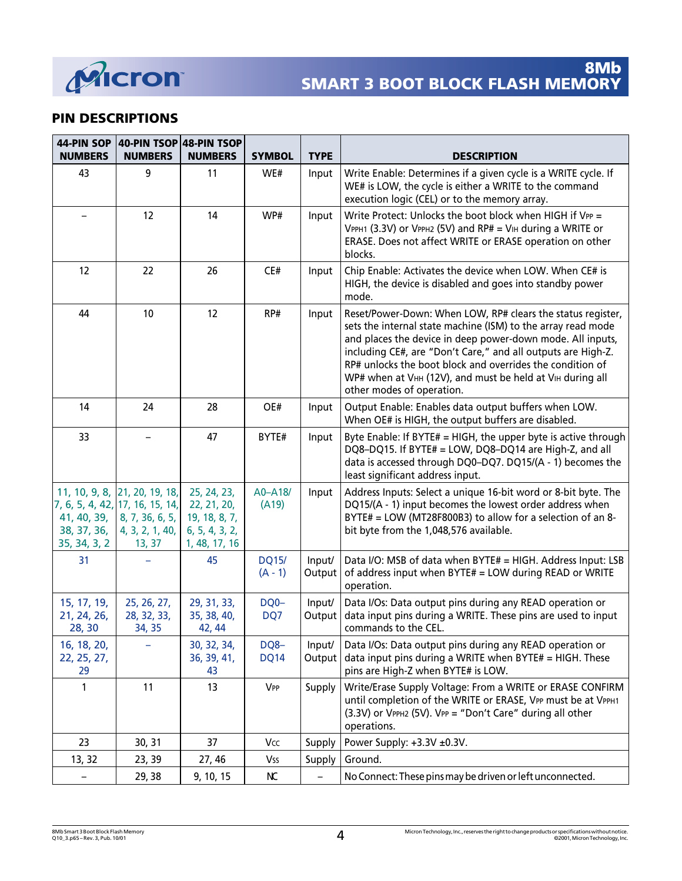## PIN DESCRIPTIONS

| 44-PIN SOP NUMBERS | 40-PIN TSOP NUMBERS | 48-PIN TSOP NUMBERS | SYMBOL | TYPE | DESCRIPTION |
|---|---|---|---|---|---|
| 43 | 9 | 11 | WE# | Input | Write Enable: Determines if a given cycle is a WRITE cycle. If WE# is LOW, the cycle is either a WRITE to the command execution logic (CEL) or to the memory array. |
| – | 12 | 14 | WP# | Input | Write Protect: Unlocks the boot block when HIGH if $V_{PP}$ = $V_{PPH1}$ (3.3V) or $V_{PPH2}$ (5V) and RP# = $V_{IH}$ during a WRITE or ERASE. Does not affect WRITE or ERASE operation on other blocks. |
| 12 | 22 | 26 | CE# | Input | Chip Enable: Activates the device when LOW. When CE# is HIGH, the device is disabled and goes into standby power mode. |
| 44 | 10 | 12 | RP# | Input | Reset/Power-Down: When LOW, RP# clears the status register, sets the internal state machine (ISM) to the array read mode and places the device in deep power-down mode. All inputs, including CE#, are "Don't Care," and all outputs are High-Z. RP# unlocks the boot block and overrides the condition of WP# when at $V_{HH}$ (12V), and must be held at $V_{IH}$ during all other modes of operation. |
| 14 | 24 | 28 | OE# | Input | Output Enable: Enables data output buffers when LOW. When OE# is HIGH, the output buffers are disabled. |
| 33 | – | 47 | BYTE# | Input | Byte Enable: If BYTE# = HIGH, the upper byte is active through DQ8–DQ15. If BYTE# = LOW, DQ8–DQ14 are High-Z, and all data is accessed through DQ0–DQ7. DQ15/(A - 1) becomes the least significant address input. |
| 11, 10, 9, 8, 7, 6, 5, 4, 42, 41, 40, 39, 38, 37, 36, 35, 34, 3, 2 | 21, 20, 19, 18, 17, 16, 15, 14, 8, 7, 36, 6, 5, 4, 3, 2, 1, 40, 13, 37 | 25, 24, 23, 22, 21, 20, 19, 18, 8, 7, 6, 5, 4, 3, 2, 1, 48, 17, 16 | A0–A18/ (A19) | Input | Address Inputs: Select a unique 16-bit word or 8-bit byte. The DQ15/(A - 1) input becomes the lowest order address when BYTE# = LOW (MT28F800B3) to allow for a selection of an 8-bit byte from the 1,048,576 available. |
| 31 | – | 45 | DQ15/ (A - 1) | Input/ Output | Data I/O: MSB of data when BYTE# = HIGH. Address Input: LSB of address input when BYTE# = LOW during READ or WRITE operation. |
| 15, 17, 19, 21, 24, 26, 28, 30 | 25, 26, 27, 28, 32, 33, 34, 35 | 29, 31, 33, 35, 38, 40, 42, 44 | DQ0– DQ7 | Input/ Output | Data I/Os: Data output pins during any READ operation or data input pins during a WRITE. These pins are used to input commands to the CEL. |
| 16, 18, 20, 22, 25, 27, 29 | – | 30, 32, 34, 36, 39, 41, 43 | DQ8– DQ14 | Input/ Output | Data I/Os: Data output pins during any READ operation or data input pins during a WRITE when BYTE# = HIGH. These pins are High-Z when BYTE# is LOW. |
| 1 | 11 | 13 | $V_{PP}$ | Supply | Write/Erase Supply Voltage: From a WRITE or ERASE CONFIRM until completion of the WRITE or ERASE, $V_{PP}$ must be at $V_{PPH1}$ (3.3V) or $V_{PPH2}$ (5V). $V_{PP}$ = "Don't Care" during all other operations. |
| 23 | 30, 31 | 37 | $V_{CC}$ | Supply | Power Supply: +3.3V ±0.3V. |
| 13, 32 | 23, 39 | 27, 46 | $V_{SS}$ | Supply | Ground. |
| – | 29, 38 | 9, 10, 15 | NC | – | No Connect: These pins may be driven or left unconnected. |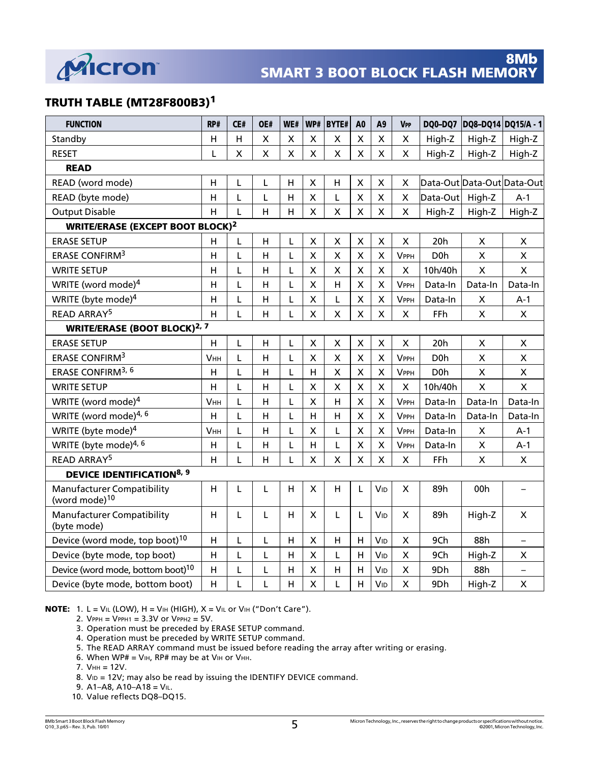## TRUTH TABLE (MT28F800B3)[1]

| FUNCTION | RP# | CE# | OE# | WE# | WP# | BYTE# | A0 | A9 | $V_{PP}$ | DQ0–DQ7 | DQ8–DQ14 | DQ15/A - 1 |
|---|---|---|---|---|---|---|---|---|---|---|---|---|
| Standby | H | H | X | X | X | X | X | X | X | High-Z | High-Z | High-Z |
| RESET | L | X | X | X | X | X | X | X | X | High-Z | High-Z | High-Z |
| **READ** | | | | | | | | | | | | |
| READ (word mode) | H | L | L | H | X | H | X | X | X | Data-Out | Data-Out | Data-Out |
| READ (byte mode) | H | L | L | H | X | L | X | X | X | Data-Out | High-Z | A-1 |
| Output Disable | H | L | H | H | X | X | X | X | X | High-Z | High-Z | High-Z |
| **WRITE/ERASE (EXCEPT BOOT BLOCK)[2]** | | | | | | | | | | | | |
| ERASE SETUP | H | L | H | L | X | X | X | X | X | 20h | X | X |
| ERASE CONFIRM[3] | H | L | H | L | X | X | X | X | $V_{PPH}$ | D0h | X | X |
| WRITE SETUP | H | L | H | L | X | X | X | X | X | 10h/40h | X | X |
| WRITE (word mode)[4] | H | L | H | L | X | H | X | X | $V_{PPH}$ | Data-In | Data-In | Data-In |
| WRITE (byte mode)[4] | H | L | H | L | X | L | X | X | $V_{PPH}$ | Data-In | X | A-1 |
| READ ARRAY[5] | H | L | H | L | X | X | X | X | X | FFh | X | X |
| **WRITE/ERASE (BOOT BLOCK)[2, 7]** | | | | | | | | | | | | |
| ERASE SETUP | H | L | H | L | X | X | X | X | X | 20h | X | X |
| ERASE CONFIRM[3] | $V_{HH}$ | L | H | L | X | X | X | X | $V_{PPH}$ | D0h | X | X |
| ERASE CONFIRM[3, 6] | H | L | H | L | H | X | X | X | $V_{PPH}$ | D0h | X | X |
| WRITE SETUP | H | L | H | L | X | X | X | X | X | 10h/40h | X | X |
| WRITE (word mode)[4] | $V_{HH}$ | L | H | L | X | H | X | X | $V_{PPH}$ | Data-In | Data-In | Data-In |
| WRITE (word mode)[4, 6] | H | L | H | L | H | H | X | X | $V_{PPH}$ | Data-In | Data-In | Data-In |
| WRITE (byte mode)[4] | $V_{HH}$ | L | H | L | X | L | X | X | $V_{PPH}$ | Data-In | X | A-1 |
| WRITE (byte mode)[4, 6] | H | L | H | L | H | L | X | X | $V_{PPH}$ | Data-In | X | A-1 |
| READ ARRAY[5] | H | L | H | L | X | X | X | X | X | FFh | X | X |
| **DEVICE IDENTIFICATION[8, 9]** | | | | | | | | | | | | |
| Manufacturer Compatibility (word mode)[10] | H | L | L | H | X | H | L | $V_{ID}$ | X | 89h | 00h | – |
| Manufacturer Compatibility (byte mode) | H | L | L | H | X | L | L | $V_{ID}$ | X | 89h | High-Z | X |
| Device (word mode, top boot)[10] | H | L | L | H | X | H | H | $V_{ID}$ | X | 9Ch | 88h | – |
| Device (byte mode, top boot) | H | L | L | H | X | L | H | $V_{ID}$ | X | 9Ch | High-Z | X |
| Device (word mode, bottom boot)[10] | H | L | L | H | X | H | H | $V_{ID}$ | X | 9Dh | 88h | – |
| Device (byte mode, bottom boot) | H | L | L | H | X | L | H | $V_{ID}$ | X | 9Dh | High-Z | X |

**NOTE:**
1. L = $V_{IL}$ (LOW), H = $V_{IH}$ (HIGH), X = $V_{IL}$ or $V_{IH}$ ("Don't Care").
2. $V_{PPH}$ = $V_{PPH1}$ = 3.3V or $V_{PPH2}$ = 5V.
3. Operation must be preceded by ERASE SETUP command.
4. Operation must be preceded by WRITE SETUP command.
5. The READ ARRAY command must be issued before reading the array after writing or erasing.
6. When WP# = $V_{IH}$, RP# may be at $V_{IH}$ or $V_{HH}$.
7. $V_{HH}$ = 12V.
8. $V_{ID}$ = 12V; may also be read by issuing the IDENTIFY DEVICE command.
9. A1–A8, A10–A18 = $V_{IL}$.
10. Value reflects DQ8–DQ15.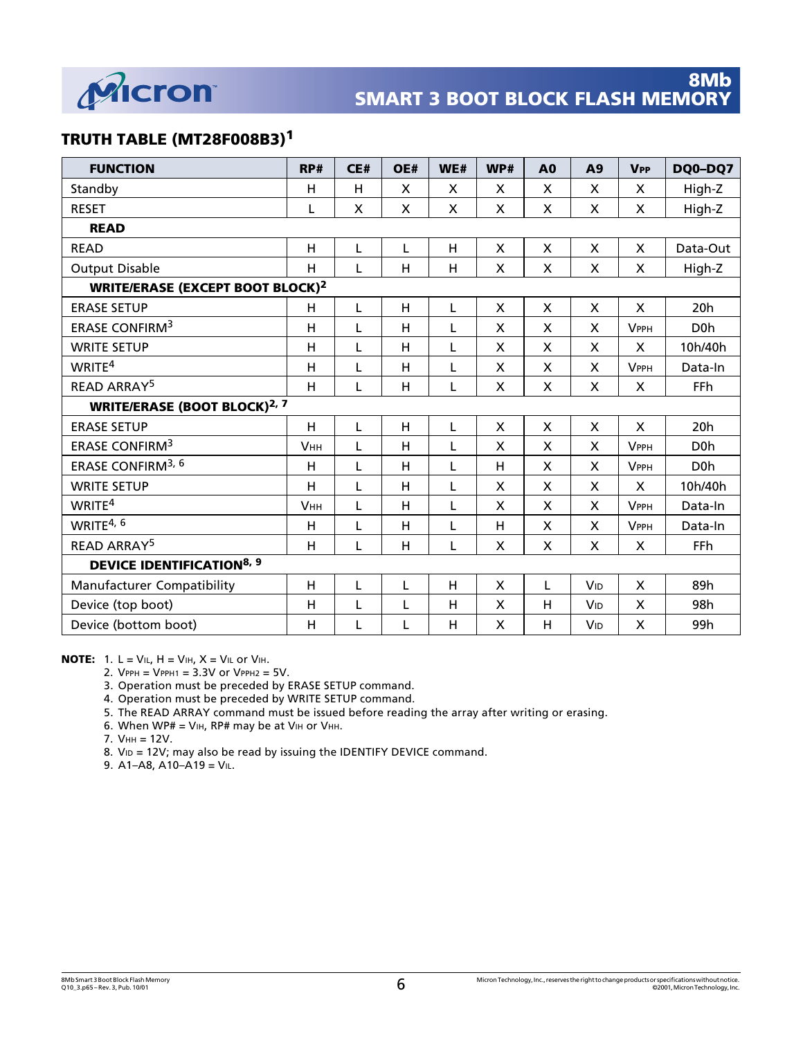## TRUTH TABLE (MT28F008B3)[1]

| FUNCTION | RP# | CE# | OE# | WE# | WP# | A0 | A9 | $V_{PP}$ | DQ0–DQ7 |
|---|---|---|---|---|---|---|---|---|---|
| Standby | H | H | X | X | X | X | X | X | High-Z |
| RESET | L | X | X | X | X | X | X | X | High-Z |
| **READ** | | | | | | | | | |
| READ | H | L | L | H | X | X | X | X | Data-Out |
| Output Disable | H | L | H | H | X | X | X | X | High-Z |
| **WRITE/ERASE (EXCEPT BOOT BLOCK)[2]** | | | | | | | | | |
| ERASE SETUP | H | L | H | L | X | X | X | X | 20h |
| ERASE CONFIRM[3] | H | L | H | L | X | X | X | $V_{PPH}$ | D0h |
| WRITE SETUP | H | L | H | L | X | X | X | X | 10h/40h |
| WRITE[4] | H | L | H | L | X | X | X | $V_{PPH}$ | Data-In |
| READ ARRAY[5] | H | L | H | L | X | X | X | X | FFh |
| **WRITE/ERASE (BOOT BLOCK)[2, 7]** | | | | | | | | | |
| ERASE SETUP | H | L | H | L | X | X | X | X | 20h |
| ERASE CONFIRM[3] | $V_{HH}$ | L | H | L | X | X | X | $V_{PPH}$ | D0h |
| ERASE CONFIRM[3, 6] | H | L | H | L | H | X | X | $V_{PPH}$ | D0h |
| WRITE SETUP | H | L | H | L | X | X | X | X | 10h/40h |
| WRITE[4] | $V_{HH}$ | L | H | L | X | X | X | $V_{PPH}$ | Data-In |
| WRITE[4, 6] | H | L | H | L | H | X | X | $V_{PPH}$ | Data-In |
| READ ARRAY[5] | H | L | H | L | X | X | X | X | FFh |
| **DEVICE IDENTIFICATION[8, 9]** | | | | | | | | | |
| Manufacturer Compatibility | H | L | L | H | X | L | $V_{ID}$ | X | 89h |
| Device (top boot) | H | L | L | H | X | H | $V_{ID}$ | X | 98h |
| Device (bottom boot) | H | L | L | H | X | H | $V_{ID}$ | X | 99h |

**NOTE:**
1. L = $V_{IL}$, H = $V_{IH}$, X = $V_{IL}$ or $V_{IH}$.
2. $V_{PPH}$ = $V_{PPH1}$ = 3.3V or $V_{PPH2}$ = 5V.
3. Operation must be preceded by ERASE SETUP command.
4. Operation must be preceded by WRITE SETUP command.
5. The READ ARRAY command must be issued before reading the array after writing or erasing.
6. When WP# = $V_{IH}$, RP# may be at $V_{IH}$ or $V_{HH}$.
7. $V_{HH}$ = 12V.
8. $V_{ID}$ = 12V; may also be read by issuing the IDENTIFY DEVICE command.
9. A1–A8, A10–A19 = $V_{IL}$.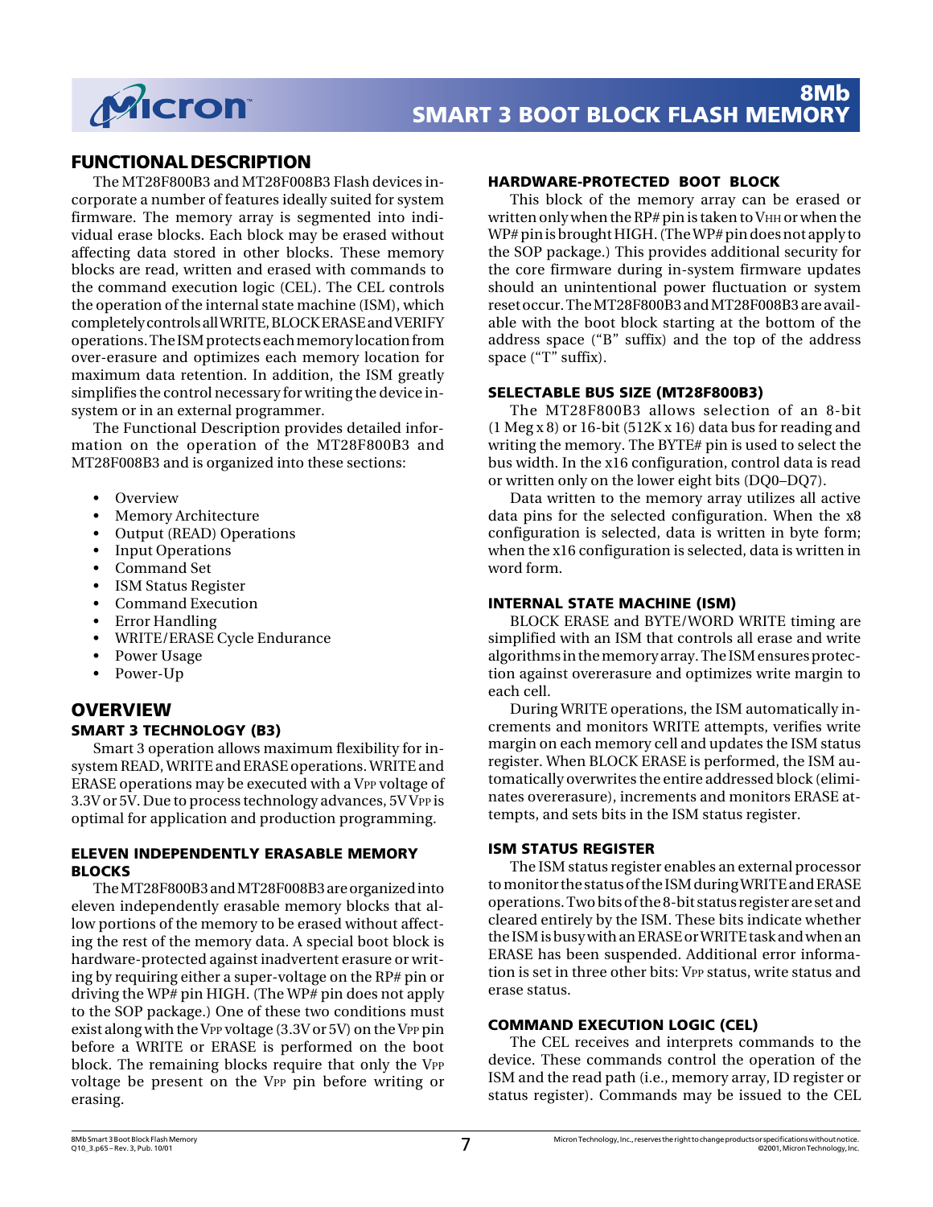## FUNCTIONAL DESCRIPTION

The MT28F800B3 and MT28F008B3 Flash devices incorporate a number of features ideally suited for system firmware. The memory array is segmented into individual erase blocks. Each block may be erased without affecting data stored in other blocks. These memory blocks are read, written and erased with commands to the command execution logic (CEL). The CEL controls the operation of the internal state machine (ISM), which completely controls all WRITE, BLOCK ERASE and VERIFY operations. The ISM protects each memory location from over-erasure and optimizes each memory location for maximum data retention. In addition, the ISM greatly simplifies the control necessary for writing the device in-system or in an external programmer.

The Functional Description provides detailed information on the operation of the MT28F800B3 and MT28F008B3 and is organized into these sections:

- Overview
- Memory Architecture
- Output (READ) Operations
- Input Operations
- Command Set
- ISM Status Register
- Command Execution
- Error Handling
- WRITE/ERASE Cycle Endurance
- Power Usage
- Power-Up

## OVERVIEW

### SMART 3 TECHNOLOGY (B3)

Smart 3 operation allows maximum flexibility for in-system READ, WRITE and ERASE operations. WRITE and ERASE operations may be executed with a $V_{PP}$ voltage of 3.3V or 5V. Due to process technology advances, 5V $V_{PP}$ is optimal for application and production programming.

### ELEVEN INDEPENDENTLY ERASABLE MEMORY BLOCKS

The MT28F800B3 and MT28F008B3 are organized into eleven independently erasable memory blocks that allow portions of the memory to be erased without affecting the rest of the memory data. A special boot block is hardware-protected against inadvertent erasure or writing by requiring either a super-voltage on the RP# pin or driving the WP# pin HIGH. (The WP# pin does not apply to the SOP package.) One of these two conditions must exist along with the $V_{PP}$ voltage (3.3V or 5V) on the $V_{PP}$ pin before a WRITE or ERASE is performed on the boot block. The remaining blocks require that only the $V_{PP}$ voltage be present on the $V_{PP}$ pin before writing or erasing.

### HARDWARE-PROTECTED BOOT BLOCK

This block of the memory array can be erased or written only when the RP# pin is taken to $V_{HH}$ or when the WP# pin is brought HIGH. (The WP# pin does not apply to the SOP package.) This provides additional security for the core firmware during in-system firmware updates should an unintentional power fluctuation or system reset occur. The MT28F800B3 and MT28F008B3 are available with the boot block starting at the bottom of the address space ("B" suffix) and the top of the address space ("T" suffix).

### SELECTABLE BUS SIZE (MT28F800B3)

The MT28F800B3 allows selection of an 8-bit (1 Meg x 8) or 16-bit (512K x 16) data bus for reading and writing the memory. The BYTE# pin is used to select the bus width. In the x16 configuration, control data is read or written only on the lower eight bits (DQ0–DQ7).

Data written to the memory array utilizes all active data pins for the selected configuration. When the x8 configuration is selected, data is written in byte form; when the x16 configuration is selected, data is written in word form.

### INTERNAL STATE MACHINE (ISM)

BLOCK ERASE and BYTE/WORD WRITE timing are simplified with an ISM that controls all erase and write algorithms in the memory array. The ISM ensures protection against overerasure and optimizes write margin to each cell.

During WRITE operations, the ISM automatically increments and monitors WRITE attempts, verifies write margin on each memory cell and updates the ISM status register. When BLOCK ERASE is performed, the ISM automatically overwrites the entire addressed block (eliminates overerasure), increments and monitors ERASE attempts, and sets bits in the ISM status register.

### ISM STATUS REGISTER

The ISM status register enables an external processor to monitor the status of the ISM during WRITE and ERASE operations. Two bits of the 8-bit status register are set and cleared entirely by the ISM. These bits indicate whether the ISM is busy with an ERASE or WRITE task and when an ERASE has been suspended. Additional error information is set in three other bits: $V_{PP}$ status, write status and erase status.

### COMMAND EXECUTION LOGIC (CEL)

The CEL receives and interprets commands to the device. These commands control the operation of the ISM and the read path (i.e., memory array, ID register or status register). Commands may be issued to the CEL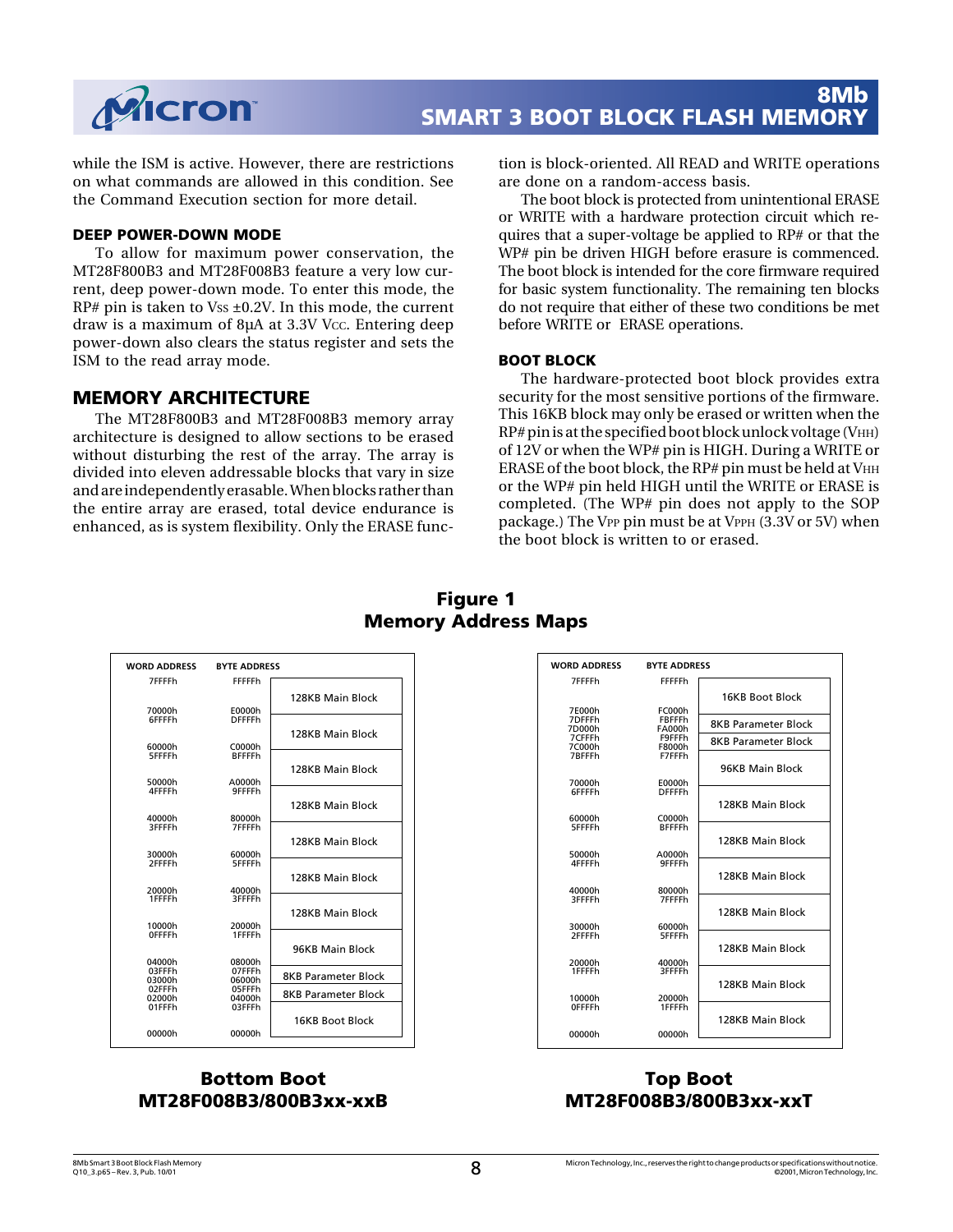while the ISM is active. However, there are restrictions on what commands are allowed in this condition. See the Command Execution section for more detail.

### DEEP POWER-DOWN MODE

To allow for maximum power conservation, the MT28F800B3 and MT28F008B3 feature a very low current, deep power-down mode. To enter this mode, the RP# pin is taken to $V_{SS}$ ±0.2V. In this mode, the current draw is a maximum of 8µA at 3.3V $V_{CC}$. Entering deep power-down also clears the status register and sets the ISM to the read array mode.

## MEMORY ARCHITECTURE

The MT28F800B3 and MT28F008B3 memory array architecture is designed to allow sections to be erased without disturbing the rest of the array. The array is divided into eleven addressable blocks that vary in size and are independently erasable. When blocks rather than the entire array are erased, total device endurance is enhanced, as is system flexibility. Only the ERASE function is block-oriented. All READ and WRITE operations are done on a random-access basis.

The boot block is protected from unintentional ERASE or WRITE with a hardware protection circuit which requires that a super-voltage be applied to RP# or that the WP# pin be driven HIGH before erasure is commenced. The boot block is intended for the core firmware required for basic system functionality. The remaining ten blocks do not require that either of these two conditions be met before WRITE or ERASE operations.

### BOOT BLOCK

The hardware-protected boot block provides extra security for the most sensitive portions of the firmware. This 16KB block may only be erased or written when the RP# pin is at the specified boot block unlock voltage ($V_{HH}$) of 12V or when the WP# pin is HIGH. During a WRITE or ERASE of the boot block, the RP# pin must be held at $V_{HH}$ or the WP# pin held HIGH until the WRITE or ERASE is completed. (The WP# pin does not apply to the SOP package.) The $V_{PP}$ pin must be at $V_{PPH}$ (3.3V or 5V) when the boot block is written to or erased.

**Figure 1**
**Memory Address Maps**

**Bottom Boot MT28F008B3/800B3xx-xxB**

| WORD ADDRESS | BYTE ADDRESS | Block |
|---|---|---|
| 7FFFFh – 70000h | FFFFFh – E0000h | 128KB Main Block |
| 6FFFFh – 60000h | DFFFFh – C0000h | 128KB Main Block |
| 5FFFFh – 50000h | BFFFFh – A0000h | 128KB Main Block |
| 4FFFFh – 40000h | 9FFFFh – 80000h | 128KB Main Block |
| 3FFFFh – 30000h | 7FFFFh – 60000h | 128KB Main Block |
| 2FFFFh – 20000h | 5FFFFh – 40000h | 128KB Main Block |
| 1FFFFh – 10000h | 3FFFFh – 20000h | 128KB Main Block |
| 0FFFFh – 04000h | 1FFFFh – 08000h | 96KB Main Block |
| 03FFFh – 03000h | 07FFFh – 06000h | 8KB Parameter Block |
| 02FFFh – 02000h | 05FFFh – 04000h | 8KB Parameter Block |
| 01FFFh – 00000h | 03FFFh – 00000h | 16KB Boot Block |

**Top Boot MT28F008B3/800B3xx-xxT**

| WORD ADDRESS | BYTE ADDRESS | Block |
|---|---|---|
| 7FFFFh – 7E000h | FFFFFh – FC000h | 16KB Boot Block |
| 7DFFFh – 7D000h | FBFFFh – FA000h | 8KB Parameter Block |
| 7CFFFh – 7C000h | F9FFFh – F8000h | 8KB Parameter Block |
| 7BFFFh – 70000h | F7FFFh – E0000h | 96KB Main Block |
| 6FFFFh – 60000h | DFFFFh – C0000h | 128KB Main Block |
| 5FFFFh – 50000h | BFFFFh – A0000h | 128KB Main Block |
| 4FFFFh – 40000h | 9FFFFh – 80000h | 128KB Main Block |
| 3FFFFh – 30000h | 7FFFFh – 60000h | 128KB Main Block |
| 2FFFFh – 20000h | 5FFFFh – 40000h | 128KB Main Block |
| 1FFFFh – 10000h | 3FFFFh – 20000h | 128KB Main Block |
| 0FFFFh – 00000h | 1FFFFh – 00000h | 128KB Main Block |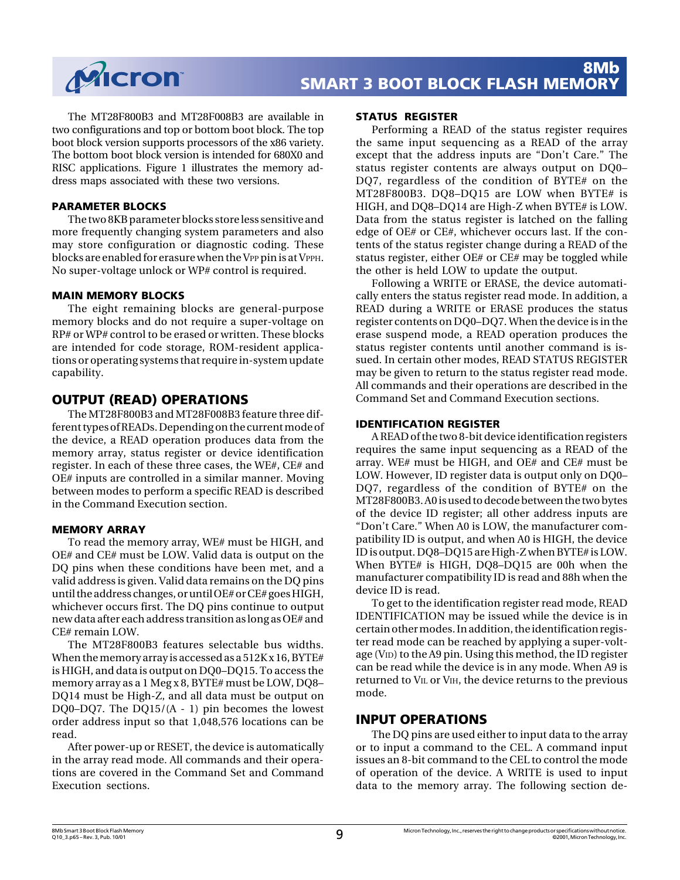The MT28F800B3 and MT28F008B3 are available in two configurations and top or bottom boot block. The top boot block version supports processors of the x86 variety. The bottom boot block version is intended for 680X0 and RISC applications. Figure 1 illustrates the memory address maps associated with these two versions.

### PARAMETER BLOCKS

The two 8KB parameter blocks store less sensitive and more frequently changing system parameters and also may store configuration or diagnostic coding. These blocks are enabled for erasure when the $V_{PP}$ pin is at $V_{PPH}$. No super-voltage unlock or WP# control is required.

### MAIN MEMORY BLOCKS

The eight remaining blocks are general-purpose memory blocks and do not require a super-voltage on RP# or WP# control to be erased or written. These blocks are intended for code storage, ROM-resident applications or operating systems that require in-system update capability.

## OUTPUT (READ) OPERATIONS

The MT28F800B3 and MT28F008B3 feature three different types of READs. Depending on the current mode of the device, a READ operation produces data from the memory array, status register or device identification register. In each of these three cases, the WE#, CE# and OE# inputs are controlled in a similar manner. Moving between modes to perform a specific READ is described in the Command Execution section.

### MEMORY ARRAY

To read the memory array, WE# must be HIGH, and OE# and CE# must be LOW. Valid data is output on the DQ pins when these conditions have been met, and a valid address is given. Valid data remains on the DQ pins until the address changes, or until OE# or CE# goes HIGH, whichever occurs first. The DQ pins continue to output new data after each address transition as long as OE# and CE# remain LOW.

The MT28F800B3 features selectable bus widths. When the memory array is accessed as a 512K x 16, BYTE# is HIGH, and data is output on DQ0–DQ15. To access the memory array as a 1 Meg x 8, BYTE# must be LOW, DQ8–DQ14 must be High-Z, and all data must be output on DQ0–DQ7. The DQ15/(A - 1) pin becomes the lowest order address input so that 1,048,576 locations can be read.

After power-up or RESET, the device is automatically in the array read mode. All commands and their operations are covered in the Command Set and Command Execution sections.

### STATUS REGISTER

Performing a READ of the status register requires the same input sequencing as a READ of the array except that the address inputs are "Don't Care." The status register contents are always output on DQ0–DQ7, regardless of the condition of BYTE# on the MT28F800B3. DQ8–DQ15 are LOW when BYTE# is HIGH, and DQ8–DQ14 are High-Z when BYTE# is LOW. Data from the status register is latched on the falling edge of OE# or CE#, whichever occurs last. If the contents of the status register change during a READ of the status register, either OE# or CE# may be toggled while the other is held LOW to update the output.

Following a WRITE or ERASE, the device automatically enters the status register read mode. In addition, a READ during a WRITE or ERASE produces the status register contents on DQ0–DQ7. When the device is in the erase suspend mode, a READ operation produces the status register contents until another command is issued. In certain other modes, READ STATUS REGISTER may be given to return to the status register read mode. All commands and their operations are described in the Command Set and Command Execution sections.

### IDENTIFICATION REGISTER

A READ of the two 8-bit device identification registers requires the same input sequencing as a READ of the array. WE# must be HIGH, and OE# and CE# must be LOW. However, ID register data is output only on DQ0–DQ7, regardless of the condition of BYTE# on the MT28F800B3. A0 is used to decode between the two bytes of the device ID register; all other address inputs are "Don't Care." When A0 is LOW, the manufacturer compatibility ID is output, and when A0 is HIGH, the device ID is output. DQ8–DQ15 are High-Z when BYTE# is LOW. When BYTE# is HIGH, DQ8–DQ15 are 00h when the manufacturer compatibility ID is read and 88h when the device ID is read.

To get to the identification register read mode, READ IDENTIFICATION may be issued while the device is in certain other modes. In addition, the identification register read mode can be reached by applying a super-voltage ($V_{ID}$) to the A9 pin. Using this method, the ID register can be read while the device is in any mode. When A9 is returned to $V_{IL}$ or $V_{IH}$, the device returns to the previous mode.

## INPUT OPERATIONS

The DQ pins are used either to input data to the array or to input a command to the CEL. A command input issues an 8-bit command to the CEL to control the mode of operation of the device. A WRITE is used to input data to the memory array. The following section de-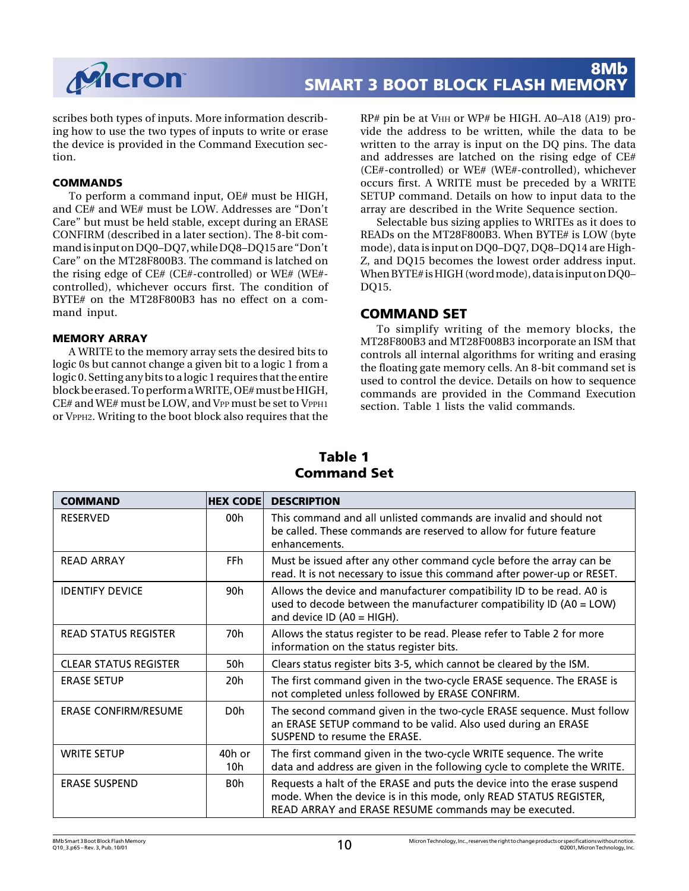scribes both types of inputs. More information describing how to use the two types of inputs to write or erase the device is provided in the Command Execution section.

### COMMANDS

To perform a command input, OE# must be HIGH, and CE# and WE# must be LOW. Addresses are "Don't Care" but must be held stable, except during an ERASE CONFIRM (described in a later section). The 8-bit command is input on DQ0–DQ7, while DQ8–DQ15 are "Don't Care" on the MT28F800B3. The command is latched on the rising edge of CE# (CE#-controlled) or WE# (WE#-controlled), whichever occurs first. The condition of BYTE# on the MT28F800B3 has no effect on a command input.

### MEMORY ARRAY

A WRITE to the memory array sets the desired bits to logic 0s but cannot change a given bit to a logic 1 from a logic 0. Setting any bits to a logic 1 requires that the entire block be erased. To perform a WRITE, OE# must be HIGH, CE# and WE# must be LOW, and $V_{PP}$ must be set to $V_{PPH1}$ or $V_{PPH2}$. Writing to the boot block also requires that the RP# pin be at $V_{HH}$ or WP# be HIGH. A0–A18 (A19) provide the address to be written, while the data to be written to the array is input on the DQ pins. The data and addresses are latched on the rising edge of CE# (CE#-controlled) or WE# (WE#-controlled), whichever occurs first. A WRITE must be preceded by a WRITE SETUP command. Details on how to input data to the array are described in the Write Sequence section.

Selectable bus sizing applies to WRITEs as it does to READs on the MT28F800B3. When BYTE# is LOW (byte mode), data is input on DQ0–DQ7, DQ8–DQ14 are High-Z, and DQ15 becomes the lowest order address input. When BYTE# is HIGH (word mode), data is input on DQ0–DQ15.

## COMMAND SET

To simplify writing of the memory blocks, the MT28F800B3 and MT28F008B3 incorporate an ISM that controls all internal algorithms for writing and erasing the floating gate memory cells. An 8-bit command set is used to control the device. Details on how to sequence commands are provided in the Command Execution section. Table 1 lists the valid commands.

**Table 1**
**Command Set**

| COMMAND | HEX CODE | DESCRIPTION |
|---|---|---|
| RESERVED | 00h | This command and all unlisted commands are invalid and should not be called. These commands are reserved to allow for future feature enhancements. |
| READ ARRAY | FFh | Must be issued after any other command cycle before the array can be read. It is not necessary to issue this command after power-up or RESET. |
| IDENTIFY DEVICE | 90h | Allows the device and manufacturer compatibility ID to be read. A0 is used to decode between the manufacturer compatibility ID (A0 = LOW) and device ID (A0 = HIGH). |
| READ STATUS REGISTER | 70h | Allows the status register to be read. Please refer to Table 2 for more information on the status register bits. |
| CLEAR STATUS REGISTER | 50h | Clears status register bits 3-5, which cannot be cleared by the ISM. |
| ERASE SETUP | 20h | The first command given in the two-cycle ERASE sequence. The ERASE is not completed unless followed by ERASE CONFIRM. |
| ERASE CONFIRM/RESUME | D0h | The second command given in the two-cycle ERASE sequence. Must follow an ERASE SETUP command to be valid. Also used during an ERASE SUSPEND to resume the ERASE. |
| WRITE SETUP | 40h or 10h | The first command given in the two-cycle WRITE sequence. The write data and address are given in the following cycle to complete the WRITE. |
| ERASE SUSPEND | B0h | Requests a halt of the ERASE and puts the device into the erase suspend mode. When the device is in this mode, only READ STATUS REGISTER, READ ARRAY and ERASE RESUME commands may be executed. |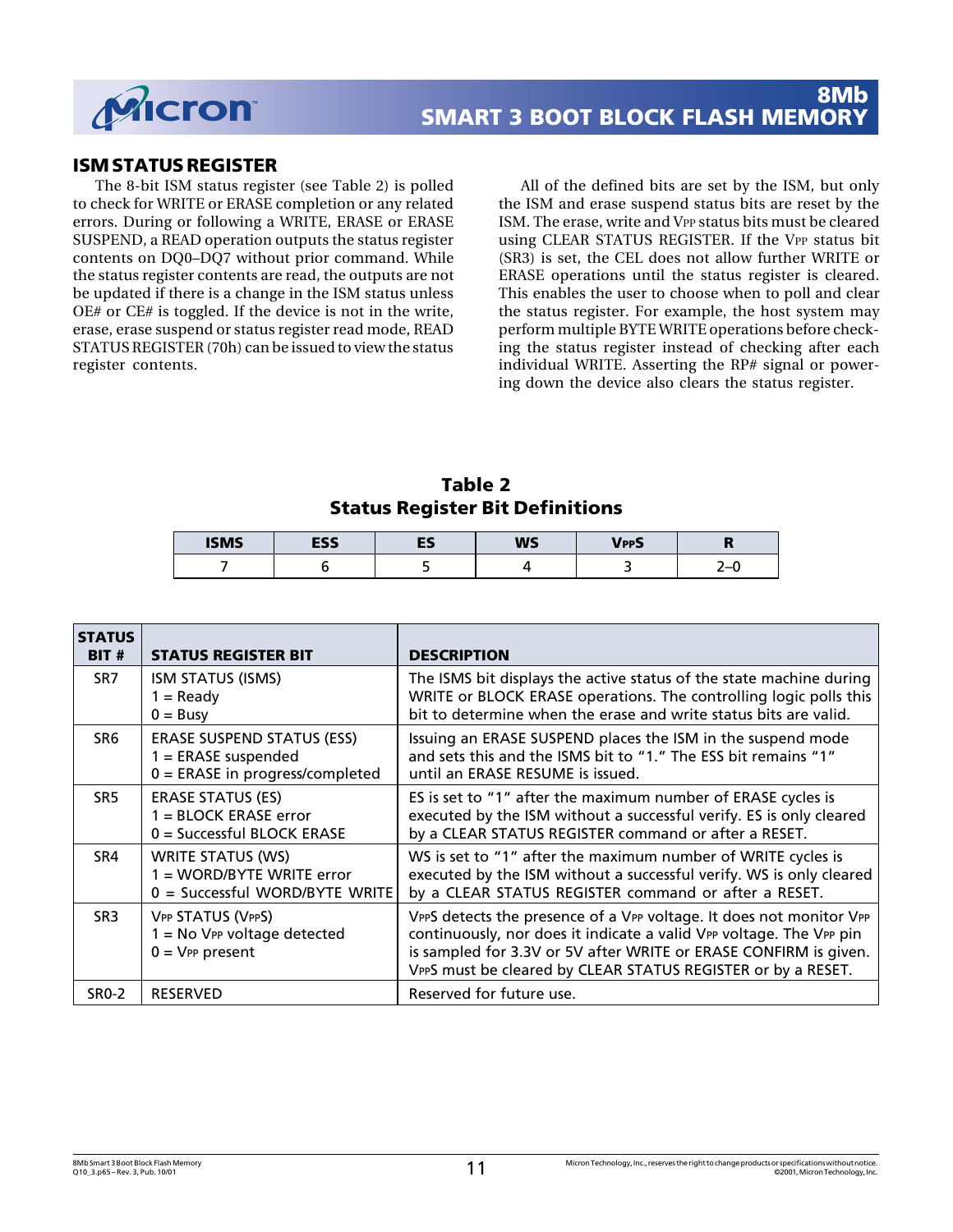## ISM STATUS REGISTER

The 8-bit ISM status register (see Table 2) is polled to check for WRITE or ERASE completion or any related errors. During or following a WRITE, ERASE or ERASE SUSPEND, a READ operation outputs the status register contents on DQ0–DQ7 without prior command. While the status register contents are read, the outputs are not be updated if there is a change in the ISM status unless OE# or CE# is toggled. If the device is not in the write, erase, erase suspend or status register read mode, READ STATUS REGISTER (70h) can be issued to view the status register contents.

All of the defined bits are set by the ISM, but only the ISM and erase suspend status bits are reset by the ISM. The erase, write and $V_{PP}$ status bits must be cleared using CLEAR STATUS REGISTER. If the $V_{PP}$ status bit (SR3) is set, the CEL does not allow further WRITE or ERASE operations until the status register is cleared. This enables the user to choose when to poll and clear the status register. For example, the host system may perform multiple BYTE WRITE operations before checking the status register instead of checking after each individual WRITE. Asserting the RP# signal or powering down the device also clears the status register.

**Table 2**
**Status Register Bit Definitions**

| ISMS | ESS | ES | WS | $V_{PP}$S | R |
|---|---|---|---|---|---|
| 7 | 6 | 5 | 4 | 3 | 2–0 |

| STATUS BIT # | STATUS REGISTER BIT | DESCRIPTION |
|---|---|---|
| SR7 | ISM STATUS (ISMS)<br>1 = Ready<br>0 = Busy | The ISMS bit displays the active status of the state machine during WRITE or BLOCK ERASE operations. The controlling logic polls this bit to determine when the erase and write status bits are valid. |
| SR6 | ERASE SUSPEND STATUS (ESS)<br>1 = ERASE suspended<br>0 = ERASE in progress/completed | Issuing an ERASE SUSPEND places the ISM in the suspend mode and sets this and the ISMS bit to "1." The ESS bit remains "1" until an ERASE RESUME is issued. |
| SR5 | ERASE STATUS (ES)<br>1 = BLOCK ERASE error<br>0 = Successful BLOCK ERASE | ES is set to "1" after the maximum number of ERASE cycles is executed by the ISM without a successful verify. ES is only cleared by a CLEAR STATUS REGISTER command or after a RESET. |
| SR4 | WRITE STATUS (WS)<br>1 = WORD/BYTE WRITE error<br>0 = Successful WORD/BYTE WRITE | WS is set to "1" after the maximum number of WRITE cycles is executed by the ISM without a successful verify. WS is only cleared by a CLEAR STATUS REGISTER command or after a RESET. |
| SR3 | $V_{PP}$ STATUS ($V_{PP}$S)<br>1 = No $V_{PP}$ voltage detected<br>0 = $V_{PP}$ present | $V_{PP}$S detects the presence of a $V_{PP}$ voltage. It does not monitor $V_{PP}$ continuously, nor does it indicate a valid $V_{PP}$ voltage. The $V_{PP}$ pin is sampled for 3.3V or 5V after WRITE or ERASE CONFIRM is given. $V_{PP}$S must be cleared by CLEAR STATUS REGISTER or by a RESET. |
| SR0-2 | RESERVED | Reserved for future use. |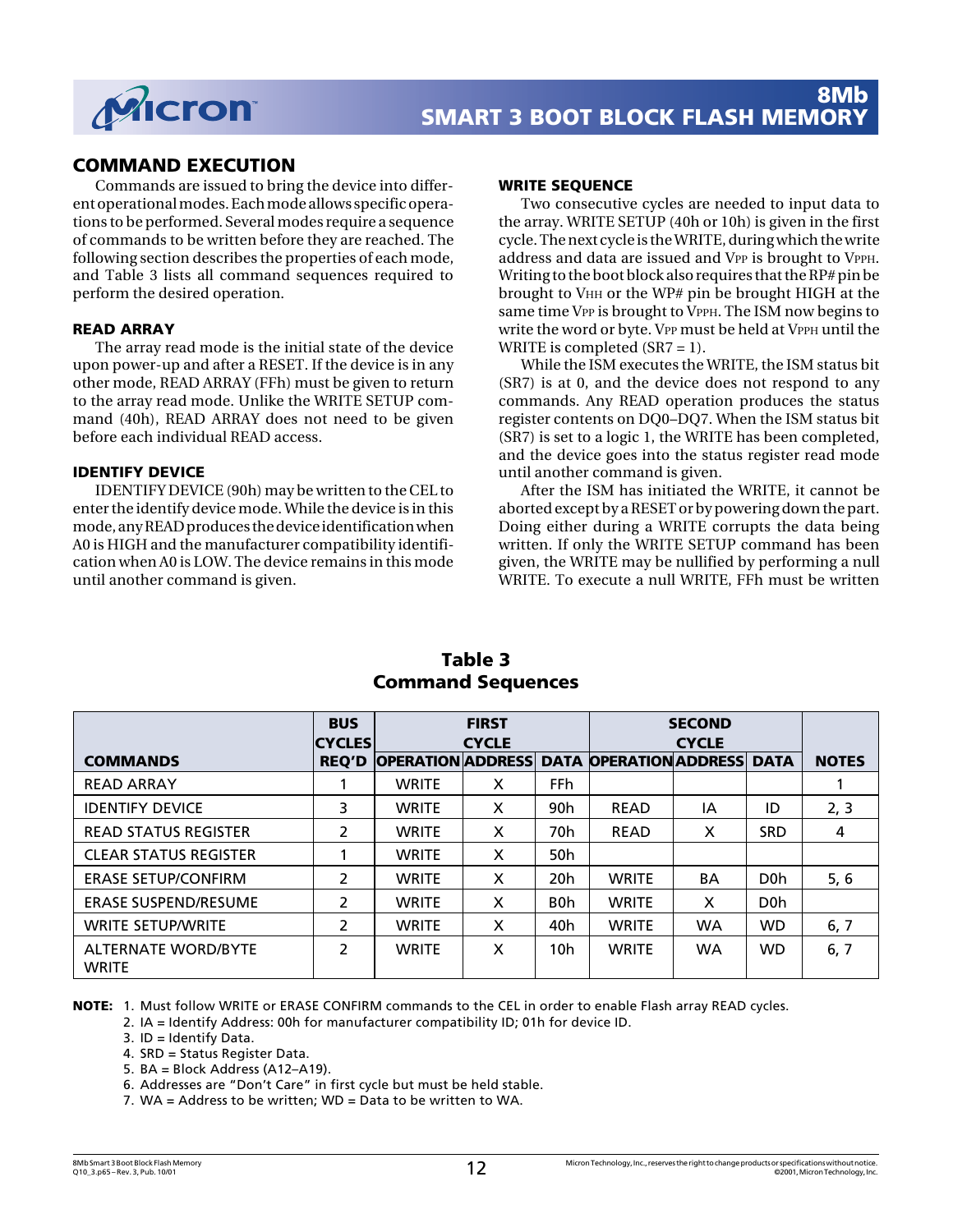## COMMAND EXECUTION

Commands are issued to bring the device into different operational modes. Each mode allows specific operations to be performed. Several modes require a sequence of commands to be written before they are reached. The following section describes the properties of each mode, and Table 3 lists all command sequences required to perform the desired operation.

### READ ARRAY

The array read mode is the initial state of the device upon power-up and after a RESET. If the device is in any other mode, READ ARRAY (FFh) must be given to return to the array read mode. Unlike the WRITE SETUP command (40h), READ ARRAY does not need to be given before each individual READ access.

### IDENTIFY DEVICE

IDENTIFY DEVICE (90h) may be written to the CEL to enter the identify device mode. While the device is in this mode, any READ produces the device identification when A0 is HIGH and the manufacturer compatibility identification when A0 is LOW. The device remains in this mode until another command is given.

### WRITE SEQUENCE

Two consecutive cycles are needed to input data to the array. WRITE SETUP (40h or 10h) is given in the first cycle. The next cycle is the WRITE, during which the write address and data are issued and $V_{PP}$ is brought to $V_{PPH}$. Writing to the boot block also requires that the RP# pin be brought to $V_{HH}$ or the WP# pin be brought HIGH at the same time $V_{PP}$ is brought to $V_{PPH}$. The ISM now begins to write the word or byte. $V_{PP}$ must be held at $V_{PPH}$ until the WRITE is completed (SR7 = 1).

While the ISM executes the WRITE, the ISM status bit (SR7) is at 0, and the device does not respond to any commands. Any READ operation produces the status register contents on DQ0–DQ7. When the ISM status bit (SR7) is set to a logic 1, the WRITE has been completed, and the device goes into the status register read mode until another command is given.

After the ISM has initiated the WRITE, it cannot be aborted except by a RESET or by powering down the part. Doing either during a WRITE corrupts the data being written. If only the WRITE SETUP command has been given, the WRITE may be nullified by performing a null WRITE. To execute a null WRITE, FFh must be written

**Table 3**
**Command Sequences**

| COMMANDS | BUS CYCLES REQ'D | FIRST CYCLE OPERATION | FIRST CYCLE ADDRESS | FIRST CYCLE DATA | SECOND CYCLE OPERATION | SECOND CYCLE ADDRESS | SECOND CYCLE DATA | NOTES |
|---|---|---|---|---|---|---|---|---|
| READ ARRAY | 1 | WRITE | X | FFh | | | | 1 |
| IDENTIFY DEVICE | 3 | WRITE | X | 90h | READ | IA | ID | 2, 3 |
| READ STATUS REGISTER | 2 | WRITE | X | 70h | READ | X | SRD | 4 |
| CLEAR STATUS REGISTER | 1 | WRITE | X | 50h | | | | |
| ERASE SETUP/CONFIRM | 2 | WRITE | X | 20h | WRITE | BA | D0h | 5, 6 |
| ERASE SUSPEND/RESUME | 2 | WRITE | X | B0h | WRITE | X | D0h | |
| WRITE SETUP/WRITE | 2 | WRITE | X | 40h | WRITE | WA | WD | 6, 7 |
| ALTERNATE WORD/BYTE WRITE | 2 | WRITE | X | 10h | WRITE | WA | WD | 6, 7 |

**NOTE:**
1. Must follow WRITE or ERASE CONFIRM commands to the CEL in order to enable Flash array READ cycles.
2. IA = Identify Address: 00h for manufacturer compatibility ID; 01h for device ID.
3. ID = Identify Data.
4. SRD = Status Register Data.
5. BA = Block Address (A12–A19).
6. Addresses are "Don't Care" in first cycle but must be held stable.
7. WA = Address to be written; WD = Data to be written to WA.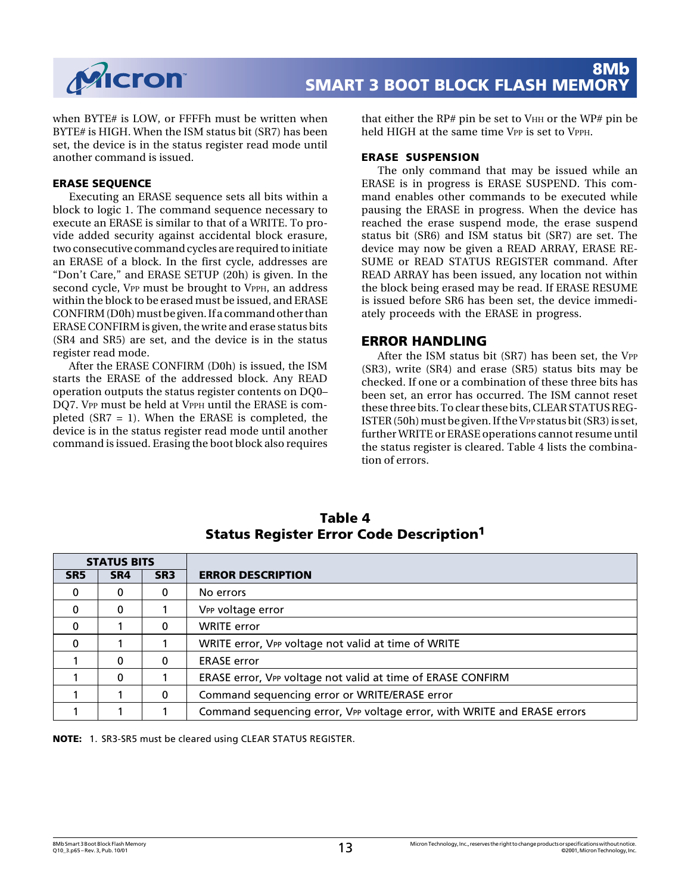when BYTE# is LOW, or FFFFh must be written when BYTE# is HIGH. When the ISM status bit (SR7) has been set, the device is in the status register read mode until another command is issued.

### ERASE SEQUENCE

Executing an ERASE sequence sets all bits within a block to logic 1. The command sequence necessary to execute an ERASE is similar to that of a WRITE. To provide added security against accidental block erasure, two consecutive command cycles are required to initiate an ERASE of a block. In the first cycle, addresses are "Don't Care," and ERASE SETUP (20h) is given. In the second cycle, $V_{PP}$ must be brought to $V_{PPH}$, an address within the block to be erased must be issued, and ERASE CONFIRM (D0h) must be given. If a command other than ERASE CONFIRM is given, the write and erase status bits (SR4 and SR5) are set, and the device is in the status register read mode.

After the ERASE CONFIRM (D0h) is issued, the ISM starts the ERASE of the addressed block. Any READ operation outputs the status register contents on DQ0–DQ7. $V_{PP}$ must be held at $V_{PPH}$ until the ERASE is completed (SR7 = 1). When the ERASE is completed, the device is in the status register read mode until another command is issued. Erasing the boot block also requires that either the RP# pin be set to $V_{HH}$ or the WP# pin be held HIGH at the same time $V_{PP}$ is set to $V_{PPH}$.

### ERASE SUSPENSION

The only command that may be issued while an ERASE is in progress is ERASE SUSPEND. This command enables other commands to be executed while pausing the ERASE in progress. When the device has reached the erase suspend mode, the erase suspend status bit (SR6) and ISM status bit (SR7) are set. The device may now be given a READ ARRAY, ERASE RESUME or READ STATUS REGISTER command. After READ ARRAY has been issued, any location not within the block being erased may be read. If ERASE RESUME is issued before SR6 has been set, the device immediately proceeds with the ERASE in progress.

## ERROR HANDLING

After the ISM status bit (SR7) has been set, the $V_{PP}$ (SR3), write (SR4) and erase (SR5) status bits may be checked. If one or a combination of these three bits has been set, an error has occurred. The ISM cannot reset these three bits. To clear these bits, CLEAR STATUS REGISTER (50h) must be given. If the $V_{PP}$ status bit (SR3) is set, further WRITE or ERASE operations cannot resume until the status register is cleared. Table 4 lists the combination of errors.

**Table 4**
**Status Register Error Code Description[1]**

| STATUS BITS | | | |
|---|---|---|---|
| **SR5** | **SR4** | **SR3** | **ERROR DESCRIPTION** |
| 0 | 0 | 0 | No errors |
| 0 | 0 | 1 | $V_{PP}$ voltage error |
| 0 | 1 | 0 | WRITE error |
| 0 | 1 | 1 | WRITE error, $V_{PP}$ voltage not valid at time of WRITE |
| 1 | 0 | 0 | ERASE error |
| 1 | 0 | 1 | ERASE error, $V_{PP}$ voltage not valid at time of ERASE CONFIRM |
| 1 | 1 | 0 | Command sequencing error or WRITE/ERASE error |
| 1 | 1 | 1 | Command sequencing error, $V_{PP}$ voltage error, with WRITE and ERASE errors |

**NOTE:** 1. SR3-SR5 must be cleared using CLEAR STATUS REGISTER.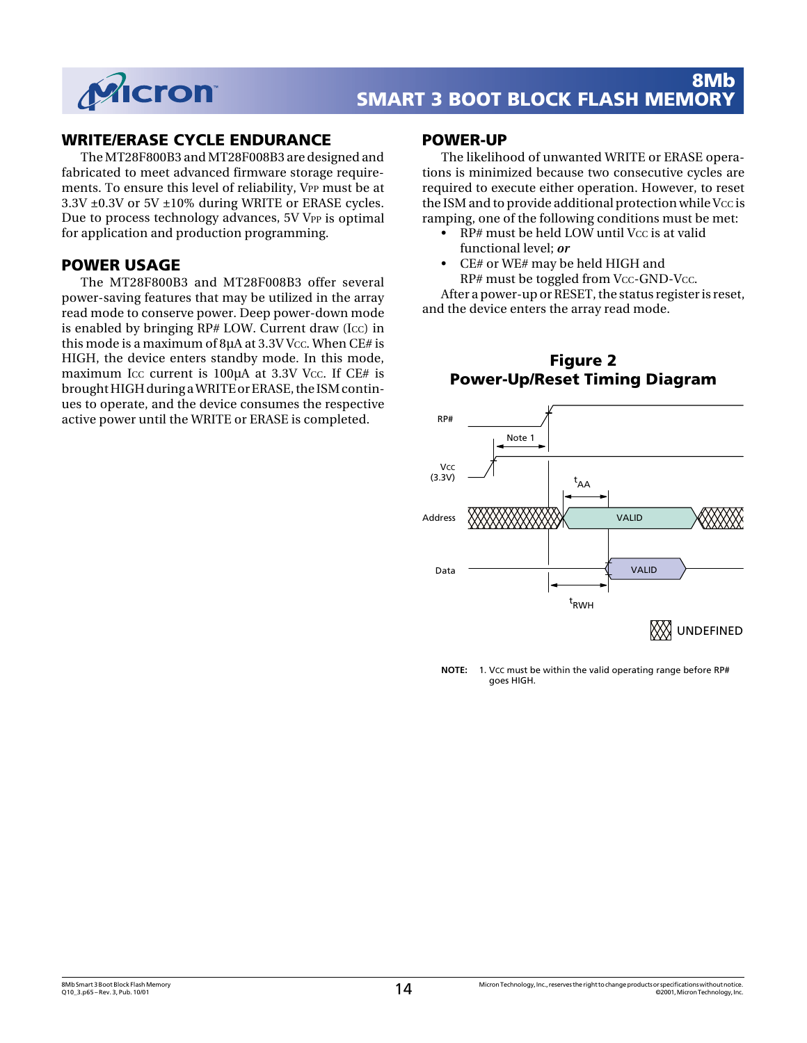## WRITE/ERASE CYCLE ENDURANCE

The MT28F800B3 and MT28F008B3 are designed and fabricated to meet advanced firmware storage requirements. To ensure this level of reliability, $V_{PP}$ must be at 3.3V ±0.3V or 5V ±10% during WRITE or ERASE cycles. Due to process technology advances, 5V $V_{PP}$ is optimal for application and production programming.

## POWER USAGE

The MT28F800B3 and MT28F008B3 offer several power-saving features that may be utilized in the array read mode to conserve power. Deep power-down mode is enabled by bringing RP# LOW. Current draw ($I_{CC}$) in this mode is a maximum of 8µA at 3.3V $V_{CC}$. When CE# is HIGH, the device enters standby mode. In this mode, maximum $I_{CC}$ current is 100µA at 3.3V $V_{CC}$. If CE# is brought HIGH during a WRITE or ERASE, the ISM continues to operate, and the device consumes the respective active power until the WRITE or ERASE is completed.

## POWER-UP

The likelihood of unwanted WRITE or ERASE operations is minimized because two consecutive cycles are required to execute either operation. However, to reset the ISM and to provide additional protection while $V_{CC}$ is ramping, one of the following conditions must be met:

- RP# must be held LOW until $V_{CC}$ is at valid functional level; ***or***
- CE# or WE# may be held HIGH and RP# must be toggled from $V_{CC}$-GND-$V_{CC}$.

After a power-up or RESET, the status register is reset, and the device enters the array read mode.

**Figure 2**
**Power-Up/Reset Timing Diagram**

NOTE: 1. $V_{CC}$ must be within the valid operating range before RP# goes HIGH.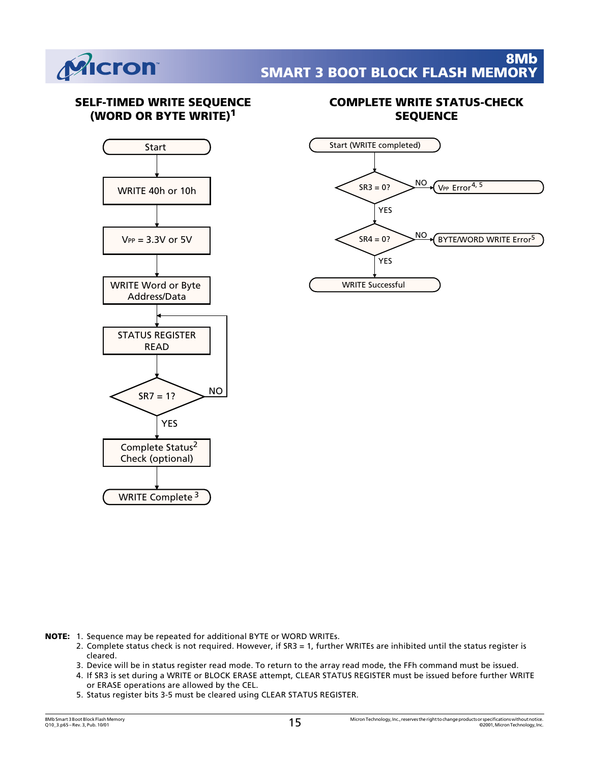## SELF-TIMED WRITE SEQUENCE (WORD OR BYTE WRITE)[1]

Start

WRITE 40h or 10h

$V_{PP}$ = 3.3V or 5V

WRITE Word or Byte Address/Data

STATUS REGISTER READ

SR7 = 1? — NO: return to STATUS REGISTER READ; YES: continue

Complete Status[2] Check (optional)

WRITE Complete[3]

## COMPLETE WRITE STATUS-CHECK SEQUENCE

Start (WRITE completed)

SR3 = 0? — NO: $V_{PP}$ Error[4, 5]; YES: continue

SR4 = 0? — NO: BYTE/WORD WRITE Error[5]; YES: continue

WRITE Successful

**NOTE:**
1. Sequence may be repeated for additional BYTE or WORD WRITEs.
2. Complete status check is not required. However, if SR3 = 1, further WRITEs are inhibited until the status register is cleared.
3. Device will be in status register read mode. To return to the array read mode, the FFh command must be issued.
4. If SR3 is set during a WRITE or BLOCK ERASE attempt, CLEAR STATUS REGISTER must be issued before further WRITE or ERASE operations are allowed by the CEL.
5. Status register bits 3-5 must be cleared using CLEAR STATUS REGISTER.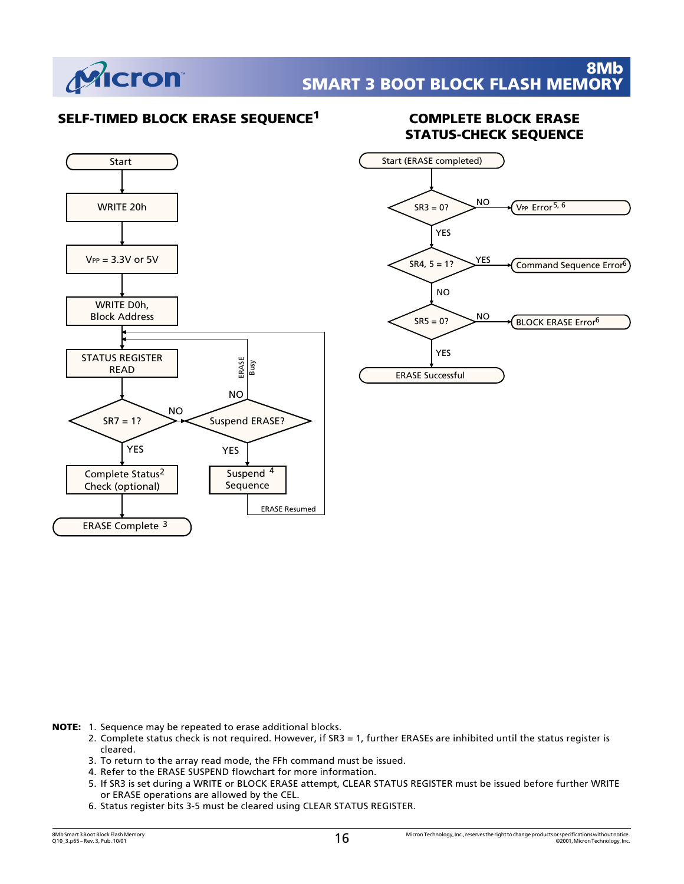## SELF-TIMED BLOCK ERASE SEQUENCE[1]

Start

WRITE 20h

$V_{PP}$ = 3.3V or 5V

WRITE D0h, Block Address

STATUS REGISTER READ

SR7 = 1?

NO → Suspend ERASE?

NO → ERASE Busy

YES → Suspend Sequence[4]

ERASE Resumed

YES → Complete Status Check (optional)[2]

ERASE Complete[3]

## COMPLETE BLOCK ERASE STATUS-CHECK SEQUENCE

Start (ERASE completed)

SR3 = 0? — NO → $V_{PP}$ Error[5, 6]

YES

SR4, 5 = 1? — YES → Command Sequence Error[6]

NO

SR5 = 0? — NO → BLOCK ERASE Error[6]

YES

ERASE Successful

**NOTE:**
1. Sequence may be repeated to erase additional blocks.
2. Complete status check is not required. However, if SR3 = 1, further ERASEs are inhibited until the status register is cleared.
3. To return to the array read mode, the FFh command must be issued.
4. Refer to the ERASE SUSPEND flowchart for more information.
5. If SR3 is set during a WRITE or BLOCK ERASE attempt, CLEAR STATUS REGISTER must be issued before further WRITE or ERASE operations are allowed by the CEL.
6. Status register bits 3-5 must be cleared using CLEAR STATUS REGISTER.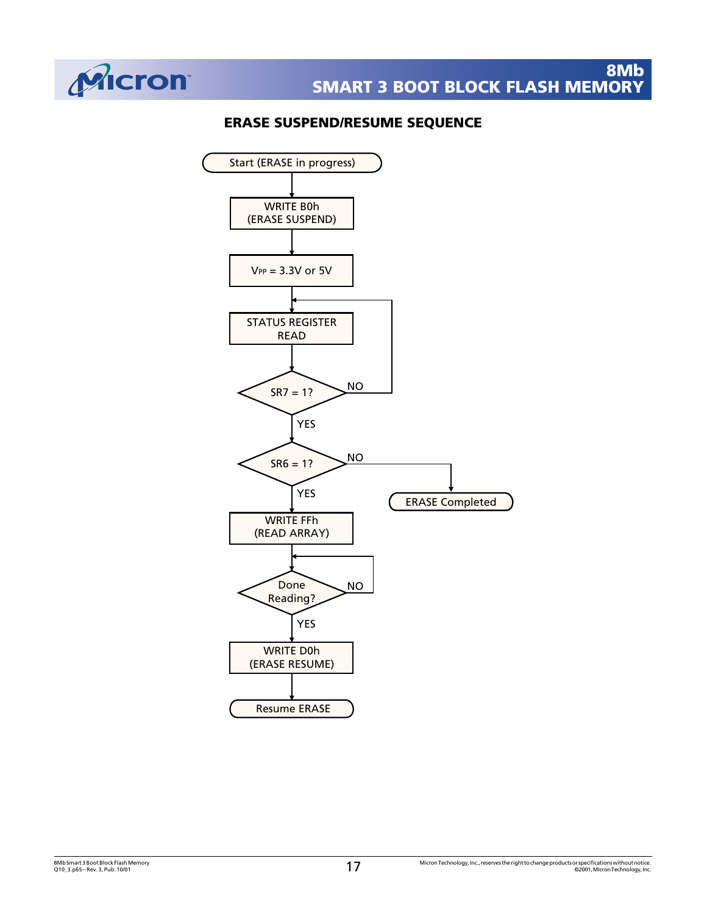## ERASE SUSPEND/RESUME SEQUENCE

Start (ERASE in progress)

WRITE B0h
(ERASE SUSPEND)

$V_{PP}$ = 3.3V or 5V

STATUS REGISTER
READ

SR7 = 1?

NO

YES

SR6 = 1?

NO

ERASE Completed

YES

WRITE FFh
(READ ARRAY)

Done
Reading?

NO

YES

WRITE D0h
(ERASE RESUME)

Resume ERASE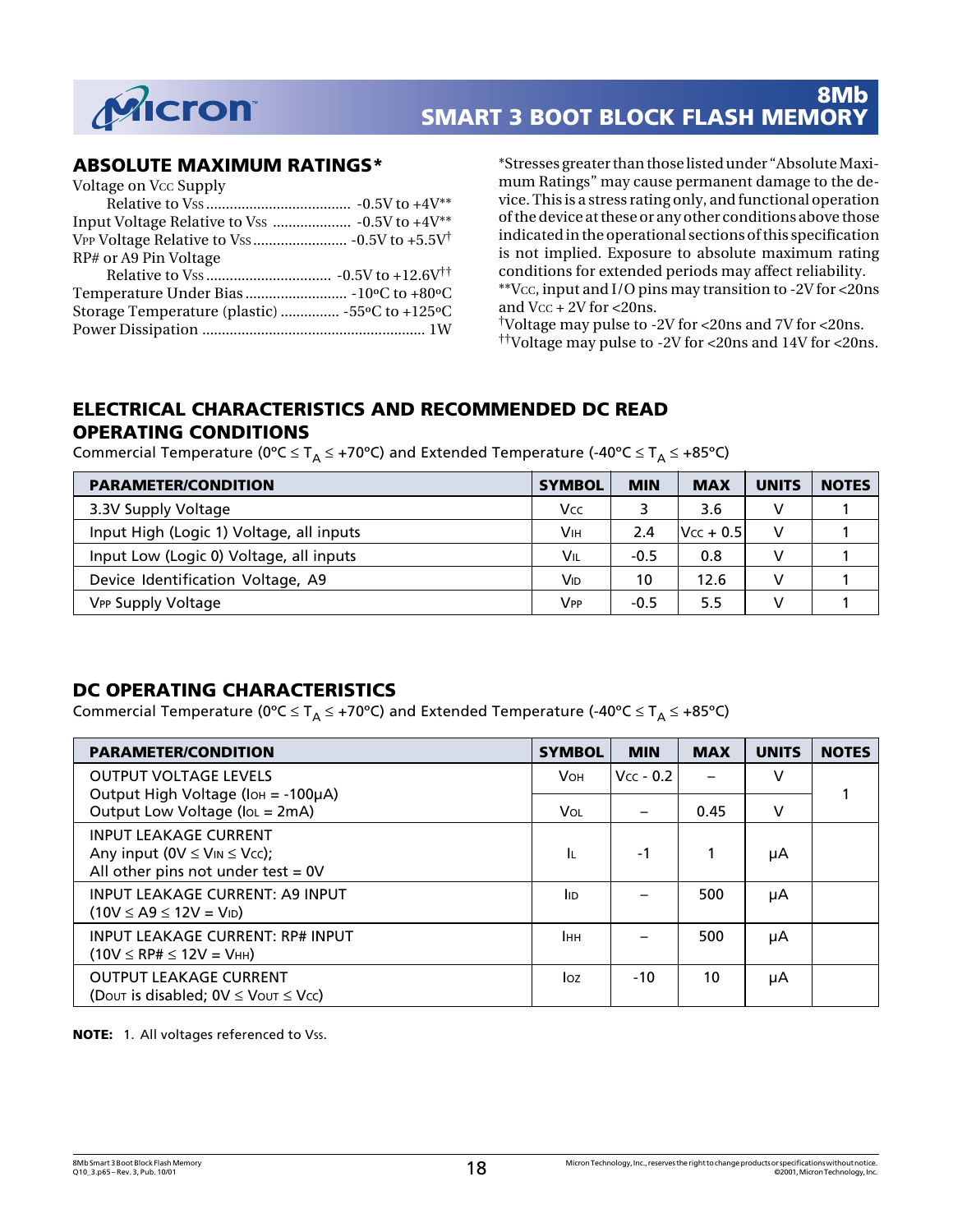## ABSOLUTE MAXIMUM RATINGS*

Voltage on $V_{CC}$ Supply
    Relative to $V_{SS}$ .................................... -0.5V to +4V**
Input Voltage Relative to $V_{SS}$ .................... -0.5V to +4V**
$V_{PP}$ Voltage Relative to $V_{SS}$ ........................ -0.5V to +5.5V†
RP# or A9 Pin Voltage
    Relative to $V_{SS}$ ............................... -0.5V to +12.6V††
Temperature Under Bias .......................... -10ºC to +80ºC
Storage Temperature (plastic) .............. -55ºC to +125ºC
Power Dissipation ........................................................ 1W

*Stresses greater than those listed under "Absolute Maximum Ratings" may cause permanent damage to the device. This is a stress rating only, and functional operation of the device at these or any other conditions above those indicated in the operational sections of this specification is not implied. Exposure to absolute maximum rating conditions for extended periods may affect reliability.
**$V_{CC}$, input and I/O pins may transition to -2V for <20ns and $V_{CC}$ + 2V for <20ns.
†Voltage may pulse to -2V for <20ns and 7V for <20ns.
††Voltage may pulse to -2V for <20ns and 14V for <20ns.

## ELECTRICAL CHARACTERISTICS AND RECOMMENDED DC READ OPERATING CONDITIONS

Commercial Temperature (0°C ≤ $T_A$ ≤ +70°C) and Extended Temperature (-40°C ≤ $T_A$ ≤ +85°C)

| PARAMETER/CONDITION | SYMBOL | MIN | MAX | UNITS | NOTES |
|---|---|---|---|---|---|
| 3.3V Supply Voltage | $V_{CC}$ | 3 | 3.6 | V | 1 |
| Input High (Logic 1) Voltage, all inputs | $V_{IH}$ | 2.4 | $V_{CC}$ + 0.5 | V | 1 |
| Input Low (Logic 0) Voltage, all inputs | $V_{IL}$ | -0.5 | 0.8 | V | 1 |
| Device Identification Voltage, A9 | $V_{ID}$ | 10 | 12.6 | V | 1 |
| $V_{PP}$ Supply Voltage | $V_{PP}$ | -0.5 | 5.5 | V | 1 |

## DC OPERATING CHARACTERISTICS

Commercial Temperature (0°C ≤ $T_A$ ≤ +70°C) and Extended Temperature (-40°C ≤ $T_A$ ≤ +85°C)

| PARAMETER/CONDITION | SYMBOL | MIN | MAX | UNITS | NOTES |
|---|---|---|---|---|---|
| OUTPUT VOLTAGE LEVELS<br>Output High Voltage ($I_{OH}$ = -100µA) | $V_{OH}$ | $V_{CC}$ - 0.2 | – | V | 1 |
| Output Low Voltage ($I_{OL}$ = 2mA) | $V_{OL}$ | – | 0.45 | V | 1 |
| INPUT LEAKAGE CURRENT<br>Any input (0V ≤ $V_{IN}$ ≤ $V_{CC}$);<br>All other pins not under test = 0V | $I_L$ | -1 | 1 | µA | |
| INPUT LEAKAGE CURRENT: A9 INPUT<br>(10V ≤ A9 ≤ 12V = $V_{ID}$) | $I_{ID}$ | – | 500 | µA | |
| INPUT LEAKAGE CURRENT: RP# INPUT<br>(10V ≤ RP# ≤ 12V = $V_{HH}$) | $I_{HH}$ | – | 500 | µA | |
| OUTPUT LEAKAGE CURRENT<br>($D_{OUT}$ is disabled; 0V ≤ $V_{OUT}$ ≤ $V_{CC}$) | $I_{OZ}$ | -10 | 10 | µA | |

**NOTE:** 1. All voltages referenced to $V_{SS}$.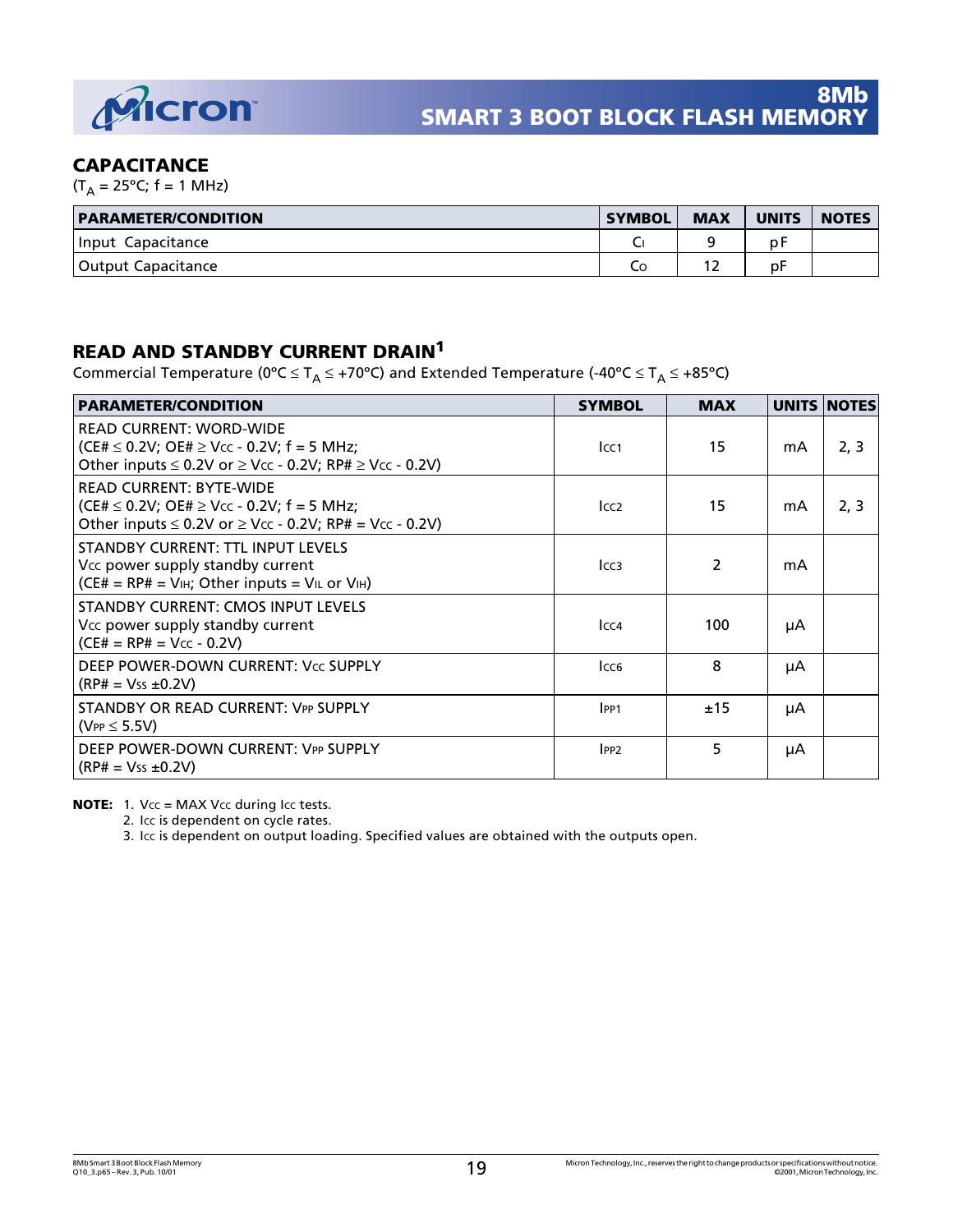## CAPACITANCE

($T_A$ = 25°C; f = 1 MHz)

| PARAMETER/CONDITION | SYMBOL | MAX | UNITS | NOTES |
|---|---|---|---|---|
| Input Capacitance | $C_I$ | 9 | pF | |
| Output Capacitance | $C_O$ | 12 | pF | |

## READ AND STANDBY CURRENT DRAIN[1]

Commercial Temperature (0°C ≤ $T_A$ ≤ +70°C) and Extended Temperature (-40°C ≤ $T_A$ ≤ +85°C)

| PARAMETER/CONDITION | SYMBOL | MAX | UNITS | NOTES |
|---|---|---|---|---|
| READ CURRENT: WORD-WIDE (CE# ≤ 0.2V; OE# ≥ $V_{CC}$ - 0.2V; f = 5 MHz; Other inputs ≤ 0.2V or ≥ $V_{CC}$ - 0.2V; RP# ≥ $V_{CC}$ - 0.2V) | $I_{CC1}$ | 15 | mA | 2, 3 |
| READ CURRENT: BYTE-WIDE (CE# ≤ 0.2V; OE# ≥ $V_{CC}$ - 0.2V; f = 5 MHz; Other inputs ≤ 0.2V or ≥ $V_{CC}$ - 0.2V; RP# = $V_{CC}$ - 0.2V) | $I_{CC2}$ | 15 | mA | 2, 3 |
| STANDBY CURRENT: TTL INPUT LEVELS $V_{CC}$ power supply standby current (CE# = RP# = $V_{IH}$; Other inputs = $V_{IL}$ or $V_{IH}$) | $I_{CC3}$ | 2 | mA | |
| STANDBY CURRENT: CMOS INPUT LEVELS $V_{CC}$ power supply standby current (CE# = RP# = $V_{CC}$ - 0.2V) | $I_{CC4}$ | 100 | µA | |
| DEEP POWER-DOWN CURRENT: $V_{CC}$ SUPPLY (RP# = $V_{SS}$ ±0.2V) | $I_{CC6}$ | 8 | µA | |
| STANDBY OR READ CURRENT: $V_{PP}$ SUPPLY ($V_{PP}$ ≤ 5.5V) | $I_{PP1}$ | ±15 | µA | |
| DEEP POWER-DOWN CURRENT: $V_{PP}$ SUPPLY (RP# = $V_{SS}$ ±0.2V) | $I_{PP2}$ | 5 | µA | |

**NOTE:**
1. $V_{CC}$ = MAX $V_{CC}$ during $I_{CC}$ tests.
2. $I_{CC}$ is dependent on cycle rates.
3. $I_{CC}$ is dependent on output loading. Specified values are obtained with the outputs open.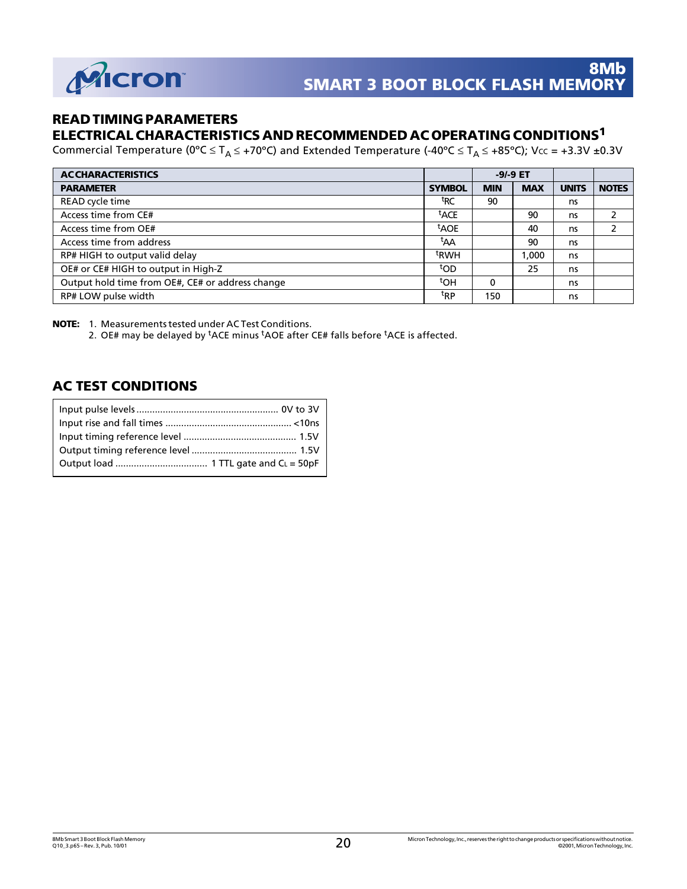## READ TIMING PARAMETERS

## ELECTRICAL CHARACTERISTICS AND RECOMMENDED AC OPERATING CONDITIONS[1]

Commercial Temperature (0ºC ≤ $T_A$ ≤ +70ºC) and Extended Temperature (-40ºC ≤ $T_A$ ≤ +85ºC); $V_{CC}$ = +3.3V ±0.3V

| AC CHARACTERISTICS | | -9/-9 ET | | | |
|---|---|---|---|---|---|
| **PARAMETER** | **SYMBOL** | **MIN** | **MAX** | **UNITS** | **NOTES** |
| READ cycle time | $^tRC$ | 90 | | ns | |
| Access time from CE# | $^tACE$ | | 90 | ns | 2 |
| Access time from OE# | $^tAOE$ | | 40 | ns | 2 |
| Access time from address | $^tAA$ | | 90 | ns | |
| RP# HIGH to output valid delay | $^tRWH$ | | 1,000 | ns | |
| OE# or CE# HIGH to output in High-Z | $^tOD$ | | 25 | ns | |
| Output hold time from OE#, CE# or address change | $^tOH$ | 0 | | ns | |
| RP# LOW pulse width | $^tRP$ | 150 | | ns | |

**NOTE:**
1. Measurements tested under AC Test Conditions.
2. OE# may be delayed by $^tACE$ minus $^tAOE$ after CE# falls before $^tACE$ is affected.

## AC TEST CONDITIONS

| | |
|---|---|
| Input pulse levels | 0V to 3V |
| Input rise and fall times | <10ns |
| Input timing reference level | 1.5V |
| Output timing reference level | 1.5V |
| Output load | 1 TTL gate and $C_L$ = 50pF |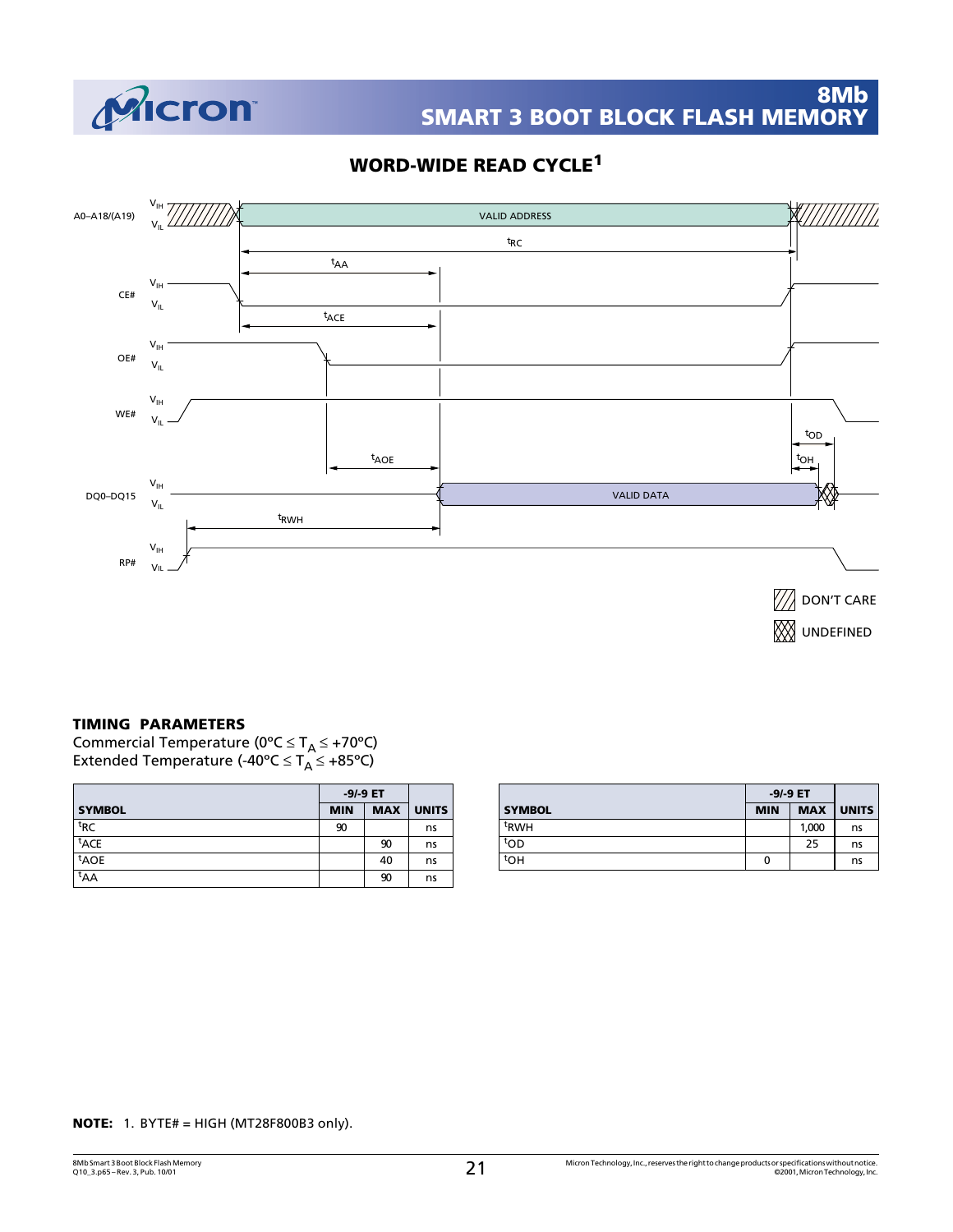## WORD-WIDE READ CYCLE[1]

A0–A18/(A19) $V_{IH}$ $V_{IL}$ VALID ADDRESS

$^tRC$

$^tAA$

CE# $V_{IH}$ $V_{IL}$

$^tACE$

OE# $V_{IH}$ $V_{IL}$

WE# $V_{IH}$ $V_{IL}$

$^tOD$

$^tAOE$

$^tOH$

DQ0–DQ15 $V_{IH}$ $V_{IL}$ VALID DATA

$^tRWH$

RP# $V_{IH}$ $V_{IL}$

DON'T CARE

UNDEFINED

### TIMING PARAMETERS

Commercial Temperature (0°C ≤ $T_A$ ≤ +70°C)
Extended Temperature (-40°C ≤ $T_A$ ≤ +85°C)

| SYMBOL | -9/-9 ET MIN | -9/-9 ET MAX | UNITS |
|---|---|---|---|
| $^tRC$ | 90 | | ns |
| $^tACE$ | | 90 | ns |
| $^tAOE$ | | 40 | ns |
| $^tAA$ | | 90 | ns |

| SYMBOL | -9/-9 ET MIN | -9/-9 ET MAX | UNITS |
|---|---|---|---|
| $^tRWH$ | | 1,000 | ns |
| $^tOD$ | | 25 | ns |
| $^tOH$ | 0 | | ns |

**NOTE:** 1. BYTE# = HIGH (MT28F800B3 only).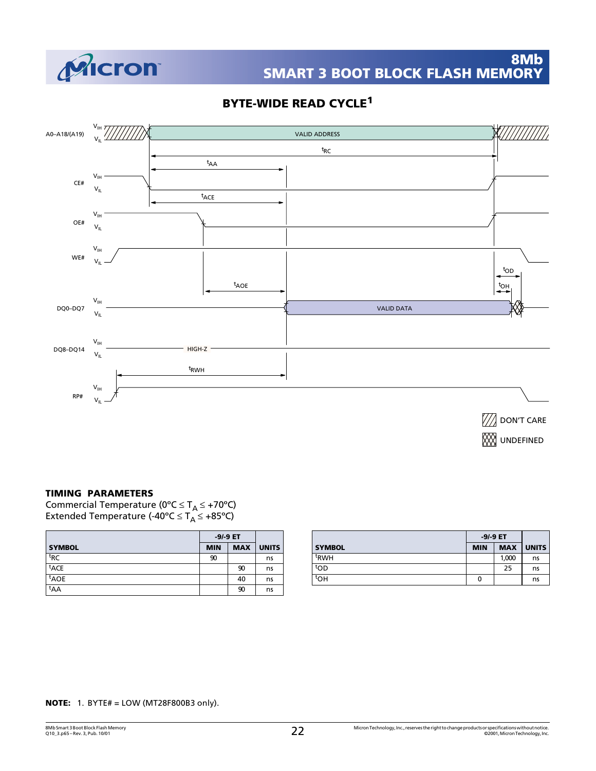## BYTE-WIDE READ CYCLE[1]

A0–A18/(A19) $V_{IH}$ $V_{IL}$ VALID ADDRESS

$^tRC$

$^tAA$

CE# $V_{IH}$ $V_{IL}$

$^tACE$

OE# $V_{IH}$ $V_{IL}$

WE# $V_{IH}$ $V_{IL}$

$^tOD$

$^tAOE$

$^tOH$

DQ0–DQ7 $V_{IH}$ $V_{IL}$ VALID DATA

DQ8–DQ14 $V_{IH}$ $V_{IL}$ HIGH-Z

$^tRWH$

RP# $V_{IH}$ $V_{IL}$

DON'T CARE

UNDEFINED

### TIMING PARAMETERS

Commercial Temperature (0°C ≤ $T_A$ ≤ +70°C)
Extended Temperature (-40°C ≤ $T_A$ ≤ +85°C)

| | -9/-9 ET | | |
|---|---|---|---|
| **SYMBOL** | **MIN** | **MAX** | **UNITS** |
| $^tRC$ | 90 | | ns |
| $^tACE$ | | 90 | ns |
| $^tAOE$ | | 40 | ns |
| $^tAA$ | | 90 | ns |

| | -9/-9 ET | | |
|---|---|---|---|
| **SYMBOL** | **MIN** | **MAX** | **UNITS** |
| $^tRWH$ | | 1,000 | ns |
| $^tOD$ | | 25 | ns |
| $^tOH$ | 0 | | ns |

**NOTE:** 1. BYTE# = LOW (MT28F800B3 only).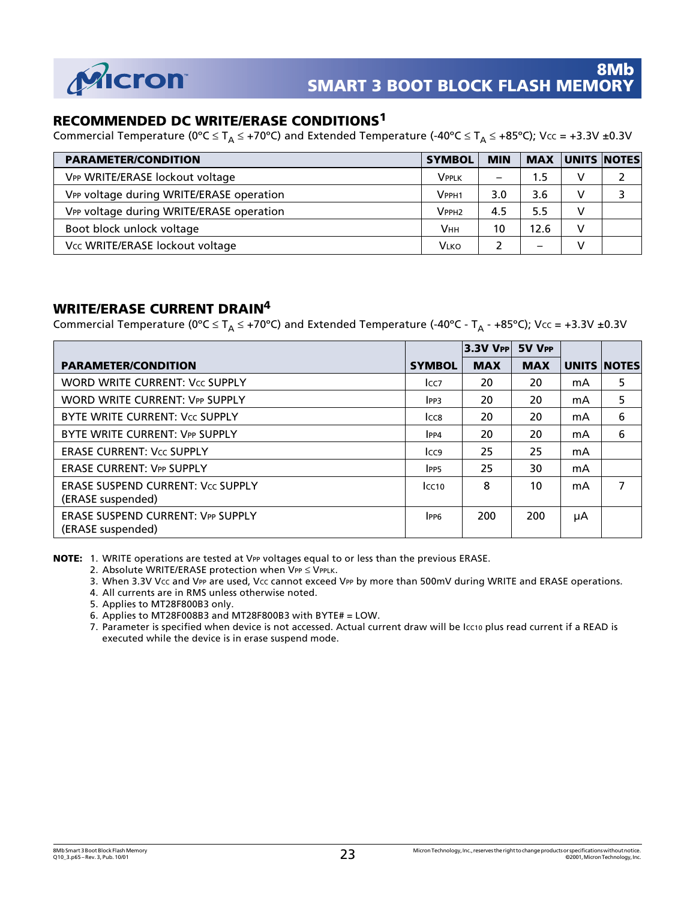## RECOMMENDED DC WRITE/ERASE CONDITIONS[1]

Commercial Temperature (0°C ≤ $T_A$ ≤ +70°C) and Extended Temperature (-40°C ≤ $T_A$ ≤ +85°C); $V_{CC}$ = +3.3V ±0.3V

| PARAMETER/CONDITION | SYMBOL | MIN | MAX | UNITS | NOTES |
|---|---|---|---|---|---|
| $V_{PP}$ WRITE/ERASE lockout voltage | $V_{PPLK}$ | – | 1.5 | V | 2 |
| $V_{PP}$ voltage during WRITE/ERASE operation | $V_{PPH1}$ | 3.0 | 3.6 | V | 3 |
| $V_{PP}$ voltage during WRITE/ERASE operation | $V_{PPH2}$ | 4.5 | 5.5 | V | |
| Boot block unlock voltage | $V_{HH}$ | 10 | 12.6 | V | |
| $V_{CC}$ WRITE/ERASE lockout voltage | $V_{LKO}$ | 2 | – | V | |

## WRITE/ERASE CURRENT DRAIN[4]

Commercial Temperature (0°C ≤ $T_A$ ≤ +70°C) and Extended Temperature (-40°C - $T_A$ - +85°C); $V_{CC}$ = +3.3V ±0.3V

| | | 3.3V $V_{PP}$ | 5V $V_{PP}$ | | |
|---|---|---|---|---|---|
| **PARAMETER/CONDITION** | **SYMBOL** | **MAX** | **MAX** | **UNITS** | **NOTES** |
| WORD WRITE CURRENT: $V_{CC}$ SUPPLY | $I_{CC7}$ | 20 | 20 | mA | 5 |
| WORD WRITE CURRENT: $V_{PP}$ SUPPLY | $I_{PP3}$ | 20 | 20 | mA | 5 |
| BYTE WRITE CURRENT: $V_{CC}$ SUPPLY | $I_{CC8}$ | 20 | 20 | mA | 6 |
| BYTE WRITE CURRENT: $V_{PP}$ SUPPLY | $I_{PP4}$ | 20 | 20 | mA | 6 |
| ERASE CURRENT: $V_{CC}$ SUPPLY | $I_{CC9}$ | 25 | 25 | mA | |
| ERASE CURRENT: $V_{PP}$ SUPPLY | $I_{PP5}$ | 25 | 30 | mA | |
| ERASE SUSPEND CURRENT: $V_{CC}$ SUPPLY (ERASE suspended) | $I_{CC10}$ | 8 | 10 | mA | 7 |
| ERASE SUSPEND CURRENT: $V_{PP}$ SUPPLY (ERASE suspended) | $I_{PP6}$ | 200 | 200 | µA | |

**NOTE:**
1. WRITE operations are tested at $V_{PP}$ voltages equal to or less than the previous ERASE.
2. Absolute WRITE/ERASE protection when $V_{PP} \leq V_{PPLK}$.
3. When 3.3V $V_{CC}$ and $V_{PP}$ are used, $V_{CC}$ cannot exceed $V_{PP}$ by more than 500mV during WRITE and ERASE operations.
4. All currents are in RMS unless otherwise noted.
5. Applies to MT28F800B3 only.
6. Applies to MT28F008B3 and MT28F800B3 with BYTE# = LOW.
7. Parameter is specified when device is not accessed. Actual current draw will be $I_{CC10}$ plus read current if a READ is executed while the device is in erase suspend mode.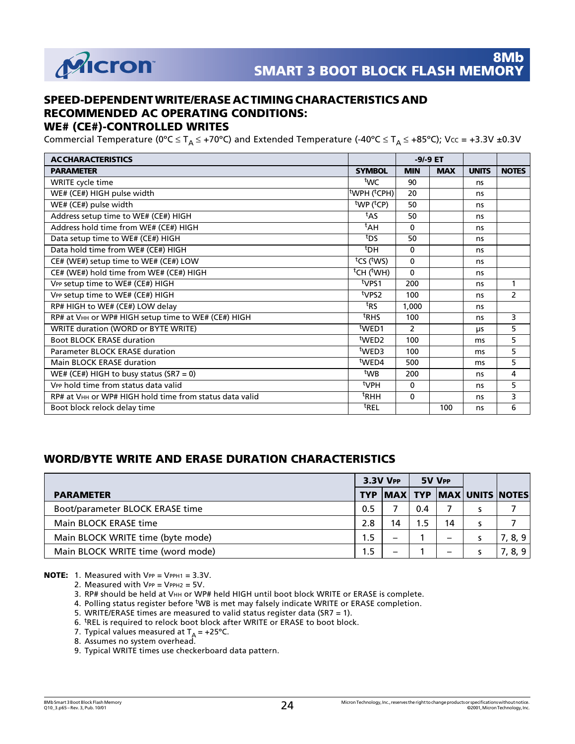## SPEED-DEPENDENT WRITE/ERASE AC TIMING CHARACTERISTICS AND RECOMMENDED AC OPERATING CONDITIONS: WE# (CE#)-CONTROLLED WRITES

Commercial Temperature (0°C ≤ $T_A$ ≤ +70°C) and Extended Temperature (-40°C ≤ $T_A$ ≤ +85°C); Vcc = +3.3V ±0.3V

| AC CHARACTERISTICS | | -9/-9 ET | | | |
|---|---|---|---|---|---|
| **PARAMETER** | **SYMBOL** | **MIN** | **MAX** | **UNITS** | **NOTES** |
| WRITE cycle time | tWC | 90 | | ns | |
| WE# (CE#) HIGH pulse width | tWPH (tCPH) | 20 | | ns | |
| WE# (CE#) pulse width | tWP (tCP) | 50 | | ns | |
| Address setup time to WE# (CE#) HIGH | tAS | 50 | | ns | |
| Address hold time from WE# (CE#) HIGH | tAH | 0 | | ns | |
| Data setup time to WE# (CE#) HIGH | tDS | 50 | | ns | |
| Data hold time from WE# (CE#) HIGH | tDH | 0 | | ns | |
| CE# (WE#) setup time to WE# (CE#) LOW | tCS (tWS) | 0 | | ns | |
| CE# (WE#) hold time from WE# (CE#) HIGH | tCH (tWH) | 0 | | ns | |
| VPP setup time to WE# (CE#) HIGH | tVPS1 | 200 | | ns | 1 |
| VPP setup time to WE# (CE#) HIGH | tVPS2 | 100 | | ns | 2 |
| RP# HIGH to WE# (CE#) LOW delay | tRS | 1,000 | | ns | |
| RP# at VHH or WP# HIGH setup time to WE# (CE#) HIGH | tRHS | 100 | | ns | 3 |
| WRITE duration (WORD or BYTE WRITE) | tWED1 | 2 | | µs | 5 |
| Boot BLOCK ERASE duration | tWED2 | 100 | | ms | 5 |
| Parameter BLOCK ERASE duration | tWED3 | 100 | | ms | 5 |
| Main BLOCK ERASE duration | tWED4 | 500 | | ms | 5 |
| WE# (CE#) HIGH to busy status (SR7 = 0) | tWB | 200 | | ns | 4 |
| VPP hold time from status data valid | tVPH | 0 | | ns | 5 |
| RP# at VHH or WP# HIGH hold time from status data valid | tRHH | 0 | | ns | 3 |
| Boot block relock delay time | tREL | | 100 | ns | 6 |

## WORD/BYTE WRITE AND ERASE DURATION CHARACTERISTICS

| | 3.3V VPP | | 5V VPP | | | |
|---|---|---|---|---|---|---|
| **PARAMETER** | **TYP** | **MAX** | **TYP** | **MAX** | **UNITS** | **NOTES** |
| Boot/parameter BLOCK ERASE time | 0.5 | 7 | 0.4 | 7 | s | 7 |
| Main BLOCK ERASE time | 2.8 | 14 | 1.5 | 14 | s | 7 |
| Main BLOCK WRITE time (byte mode) | 1.5 | – | 1 | – | s | 7, 8, 9 |
| Main BLOCK WRITE time (word mode) | 1.5 | – | 1 | – | s | 7, 8, 9 |

**NOTE:**
1. Measured with VPP = VPPH1 = 3.3V.
2. Measured with VPP = VPPH2 = 5V.
3. RP# should be held at VHH or WP# held HIGH until boot block WRITE or ERASE is complete.
4. Polling status register before tWB is met may falsely indicate WRITE or ERASE completion.
5. WRITE/ERASE times are measured to valid status register data (SR7 = 1).
6. tREL is required to relock boot block after WRITE or ERASE to boot block.
7. Typical values measured at $T_A$ = +25°C.
8. Assumes no system overhead.
9. Typical WRITE times use checkerboard data pattern.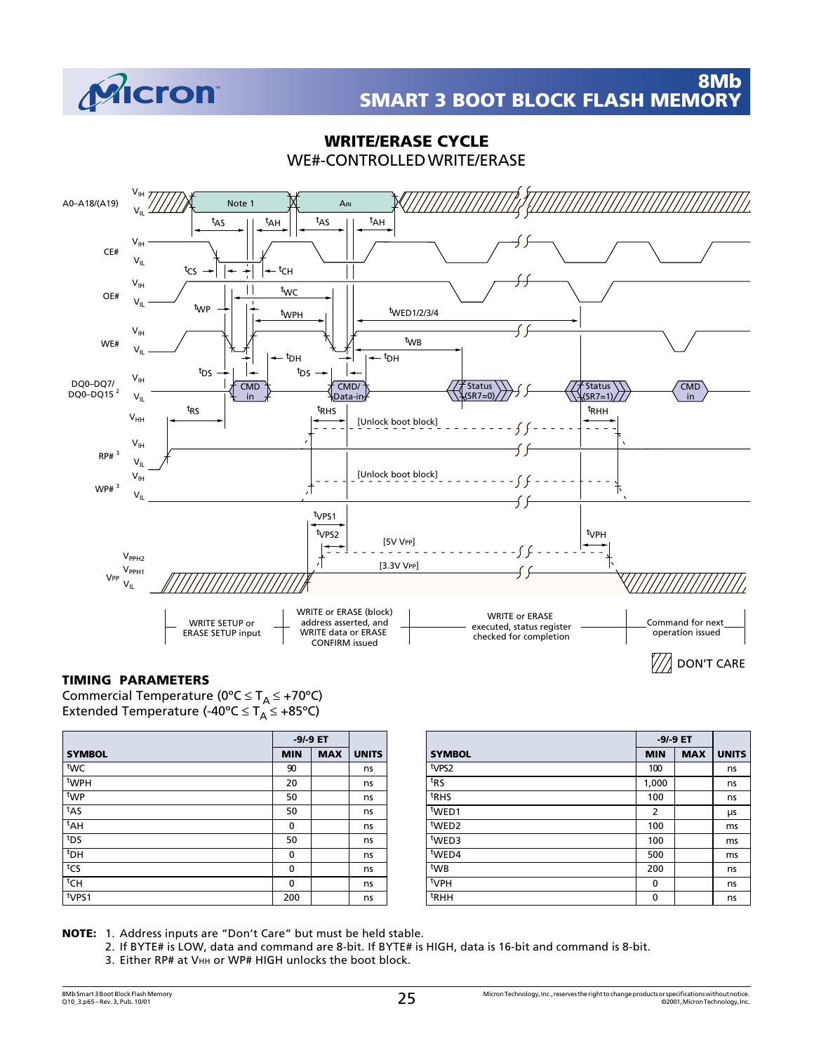## WRITE/ERASE CYCLE

WE#-CONTROLLED WRITE/ERASE

A0–A18/(A19) — Note 1 — $A_{IN}$

CE#, OE#, WE#, DQ0–DQ7/ DQ0–DQ15 [2], RP# [3], WP# [3], VPP

$^tAS$ $^tAH$ $^tCS$ $^tCH$ $^tWC$ $^tWP$ $^tWPH$ $^tWED1/2/3/4$ $^tWB$ $^tDS$ $^tDH$ $^tRS$ $^tRHS$ $^tRHH$ $^tVPS1$ $^tVPS2$ $^tVPH$

CMD in — CMD/ Data-in — Status (SR7=0) — Status (SR7=1) — CMD in

[Unlock boot block]

[5V VPP] [3.3V VPP]

WRITE SETUP or ERASE SETUP input | WRITE or ERASE (block) address asserted, and WRITE data or ERASE CONFIRM issued | WRITE or ERASE executed, status register checked for completion | Command for next operation issued

DON'T CARE

### TIMING PARAMETERS

Commercial Temperature (0ºC ≤ $T_A$ ≤ +70ºC)
Extended Temperature (-40ºC ≤ $T_A$ ≤ +85ºC)

| SYMBOL | -9/-9 ET MIN | -9/-9 ET MAX | UNITS |
|---|---|---|---|
| $^tWC$ | 90 | | ns |
| $^tWPH$ | 20 | | ns |
| $^tWP$ | 50 | | ns |
| $^tAS$ | 50 | | ns |
| $^tAH$ | 0 | | ns |
| $^tDS$ | 50 | | ns |
| $^tDH$ | 0 | | ns |
| $^tCS$ | 0 | | ns |
| $^tCH$ | 0 | | ns |
| $^tVPS1$ | 200 | | ns |

| SYMBOL | -9/-9 ET MIN | -9/-9 ET MAX | UNITS |
|---|---|---|---|
| $^tVPS2$ | 100 | | ns |
| $^tRS$ | 1,000 | | ns |
| $^tRHS$ | 100 | | ns |
| $^tWED1$ | 2 | | µs |
| $^tWED2$ | 100 | | ms |
| $^tWED3$ | 100 | | ms |
| $^tWED4$ | 500 | | ms |
| $^tWB$ | 200 | | ns |
| $^tVPH$ | 0 | | ns |
| $^tRHH$ | 0 | | ns |

**NOTE:**
1. Address inputs are "Don't Care" but must be held stable.
2. If BYTE# is LOW, data and command are 8-bit. If BYTE# is HIGH, data is 16-bit and command is 8-bit.
3. Either RP# at $V_{HH}$ or WP# HIGH unlocks the boot block.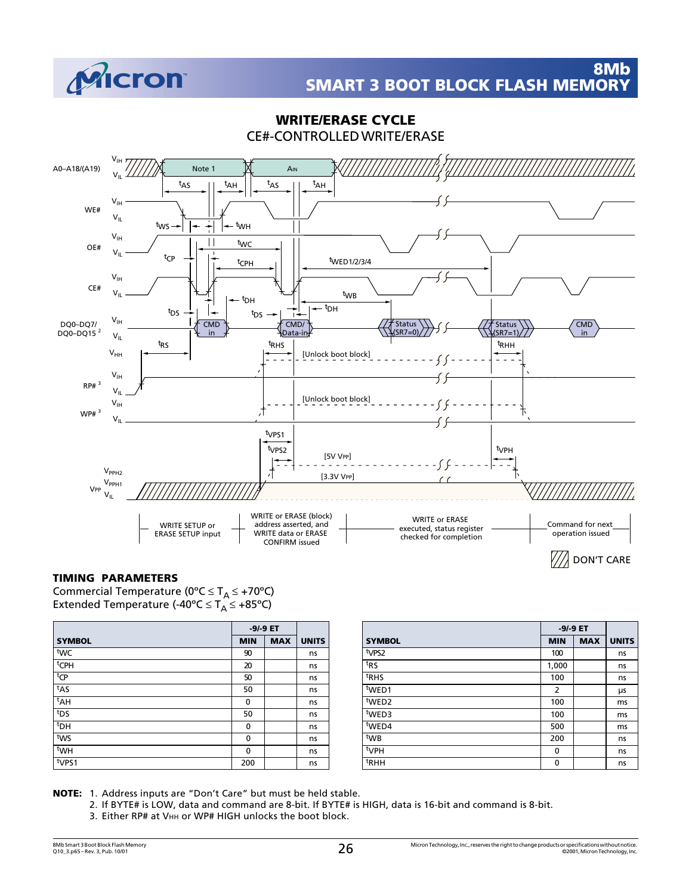## WRITE/ERASE CYCLE

CE#-CONTROLLED WRITE/ERASE

A0–A18/(A19) — Note 1, AIN — $t_{AS}$, $t_{AH}$, $t_{AS}$, $t_{AH}$

WE# — $t_{WS}$, $t_{WH}$

OE# — $t_{WC}$

CE# — $t_{CP}$, $t_{CPH}$, $t_{WED1/2/3/4}$, $t_{WB}$

DQ0–DQ7/ DQ0–DQ15 [2] — $t_{DS}$, CMD in, $t_{DH}$, $t_{DS}$, CMD/ Data-in, $t_{DH}$, Status (SR7=0), Status (SR7=1), CMD in

RP# [3] — $t_{RS}$, $t_{RHS}$, [Unlock boot block], $t_{RHH}$

WP# [3] — [Unlock boot block]

VPP — $t_{VPS1}$, $t_{VPS2}$, [5V VPP], [3.3V VPP], $t_{VPH}$

WRITE SETUP or ERASE SETUP input | WRITE or ERASE (block) address asserted, and WRITE data or ERASE CONFIRM issued | WRITE or ERASE executed, status register checked for completion | Command for next operation issued

DON'T CARE

### TIMING PARAMETERS

Commercial Temperature (0ºC ≤ $T_A$ ≤ +70ºC)
Extended Temperature (-40ºC ≤ $T_A$ ≤ +85ºC)

| SYMBOL | -9/-9 ET MIN | -9/-9 ET MAX | UNITS |
|---|---|---|---|
| $t_{WC}$ | 90 | | ns |
| $t_{CPH}$ | 20 | | ns |
| $t_{CP}$ | 50 | | ns |
| $t_{AS}$ | 50 | | ns |
| $t_{AH}$ | 0 | | ns |
| $t_{DS}$ | 50 | | ns |
| $t_{DH}$ | 0 | | ns |
| $t_{WS}$ | 0 | | ns |
| $t_{WH}$ | 0 | | ns |
| $t_{VPS1}$ | 200 | | ns |

| SYMBOL | -9/-9 ET MIN | -9/-9 ET MAX | UNITS |
|---|---|---|---|
| $t_{VPS2}$ | 100 | | ns |
| $t_{RS}$ | 1,000 | | ns |
| $t_{RHS}$ | 100 | | ns |
| $t_{WED1}$ | 2 | | µs |
| $t_{WED2}$ | 100 | | ms |
| $t_{WED3}$ | 100 | | ms |
| $t_{WED4}$ | 500 | | ms |
| $t_{WB}$ | 200 | | ns |
| $t_{VPH}$ | 0 | | ns |
| $t_{RHH}$ | 0 | | ns |

**NOTE:**
1. Address inputs are "Don't Care" but must be held stable.
2. If BYTE# is LOW, data and command are 8-bit. If BYTE# is HIGH, data is 16-bit and command is 8-bit.
3. Either RP# at $V_{HH}$ or WP# HIGH unlocks the boot block.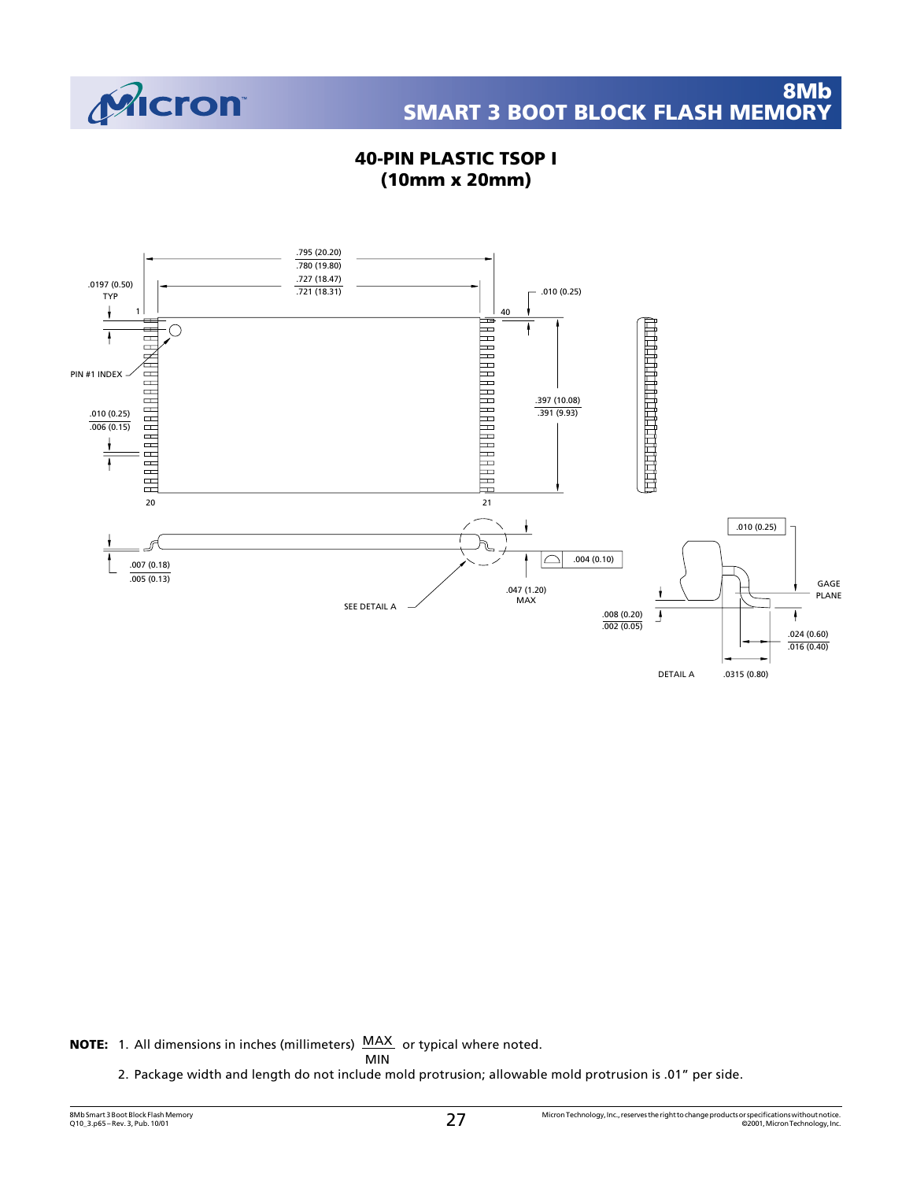## 40-PIN PLASTIC TSOP I
## (10mm x 20mm)

.795 (20.20)
.780 (19.80)

.727 (18.47)
.721 (18.31)

.0197 (0.50)
TYP

.010 (0.25)

1

40

PIN #1 INDEX

.010 (0.25)
.006 (0.15)

.397 (10.08)
.391 (9.93)

20

21

.007 (0.18)
.005 (0.13)

.004 (0.10)

.047 (1.20)
MAX

SEE DETAIL A

.010 (0.25)

GAGE PLANE

.008 (0.20)
.002 (0.05)

.024 (0.60)
.016 (0.40)

DETAIL A

.0315 (0.80)

**NOTE:** 1. All dimensions in inches (millimeters) $\frac{\text{MAX}}{\text{MIN}}$ or typical where noted.

2. Package width and length do not include mold protrusion; allowable mold protrusion is .01" per side.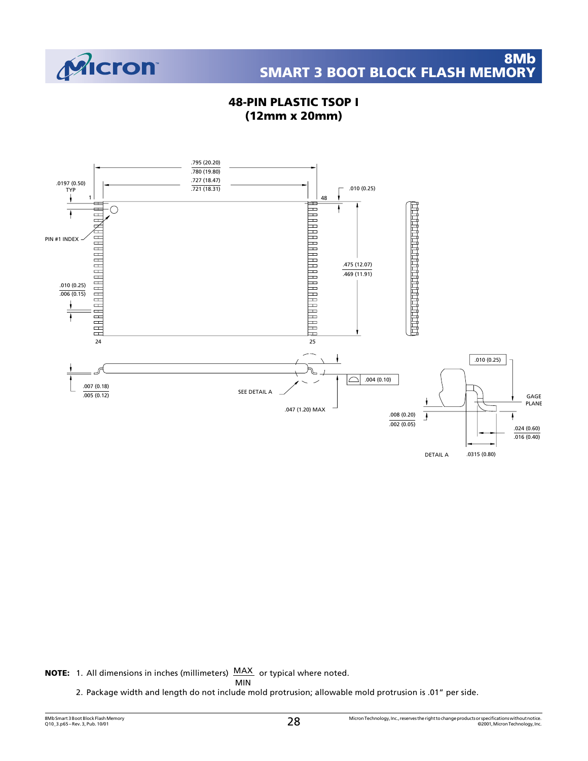## 48-PIN PLASTIC TSOP I
## (12mm x 20mm)

.795 (20.20) / .780 (19.80)

.727 (18.47) / .721 (18.31)

.0197 (0.50) TYP

.010 (0.25)

1 &nbsp;&nbsp; 48

PIN #1 INDEX

.475 (12.07) / .469 (11.91)

.010 (0.25) / .006 (0.15)

24 &nbsp;&nbsp; 25

.007 (0.18) / .005 (0.12)

SEE DETAIL A

.047 (1.20) MAX

.004 (0.10)

.010 (0.25)

GAGE PLANE

.008 (0.20) / .002 (0.05)

.024 (0.60) / .016 (0.40)

DETAIL A &nbsp;&nbsp; .0315 (0.80)

**NOTE:** 1. All dimensions in inches (millimeters) MAX/MIN or typical where noted.

2. Package width and length do not include mold protrusion; allowable mold protrusion is .01" per side.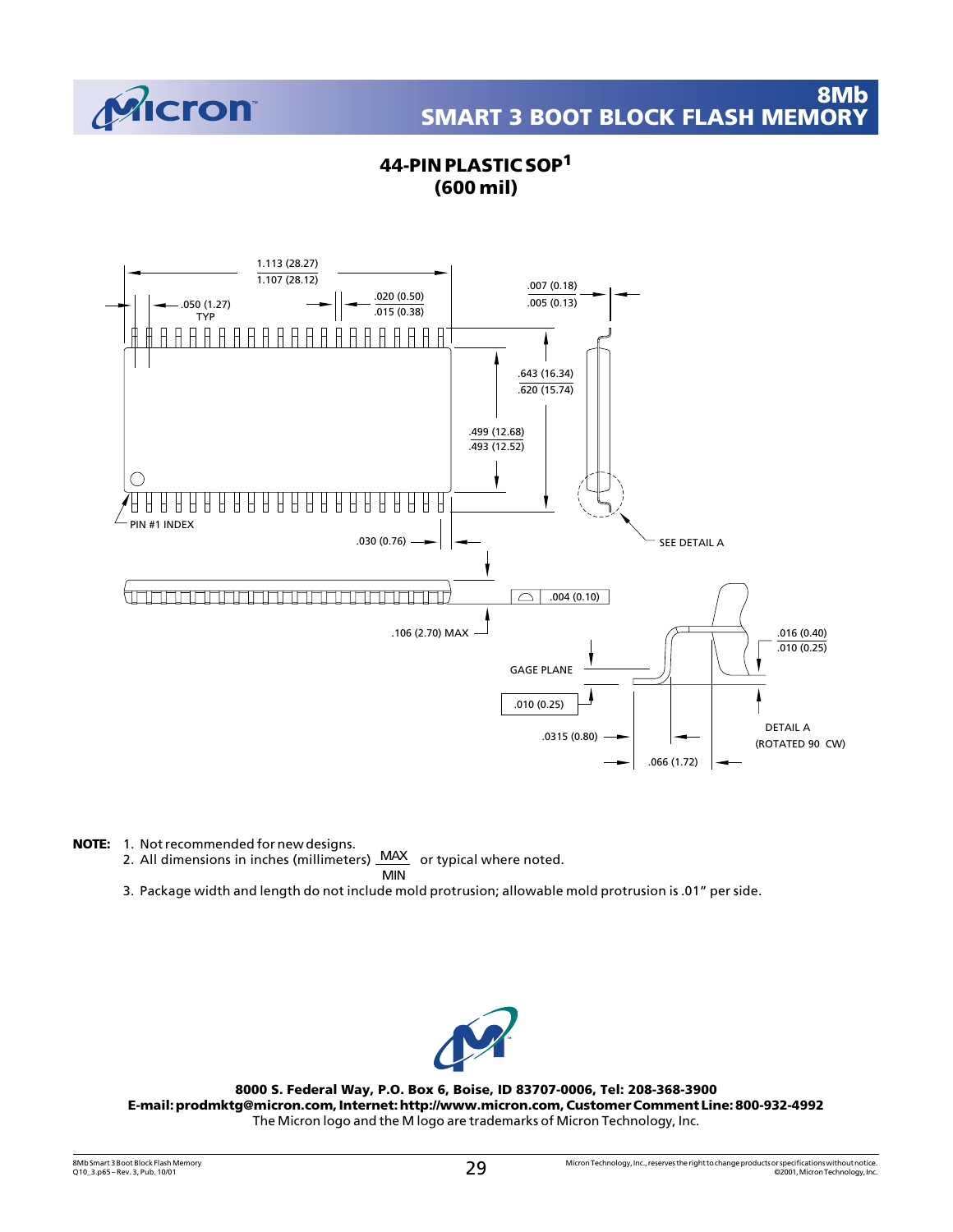# 44-PIN PLASTIC SOP[1]
# (600 mil)

1.113 (28.27)
1.107 (28.12)

.050 (1.27) TYP

.020 (0.50)
.015 (0.38)

.007 (0.18)
.005 (0.13)

.643 (16.34)
.620 (15.74)

.499 (12.68)
.493 (12.52)

PIN #1 INDEX

.030 (0.76)

SEE DETAIL A

.004 (0.10)

.106 (2.70) MAX

GAGE PLANE

.010 (0.25)

.016 (0.40)
.010 (0.25)

.0315 (0.80)

.066 (1.72)

DETAIL A
(ROTATED 90 CW)

**NOTE:**
1. Not recommended for new designs.
2. All dimensions in inches (millimeters) MAX/MIN or typical where noted.
3. Package width and length do not include mold protrusion; allowable mold protrusion is .01" per side.

**8000 S. Federal Way, P.O. Box 6, Boise, ID 83707-0006, Tel: 208-368-3900**
**E-mail: prodmktg@micron.com, Internet: http://www.micron.com, Customer Comment Line: 800-932-4992**
The Micron logo and the M logo are trademarks of Micron Technology, Inc.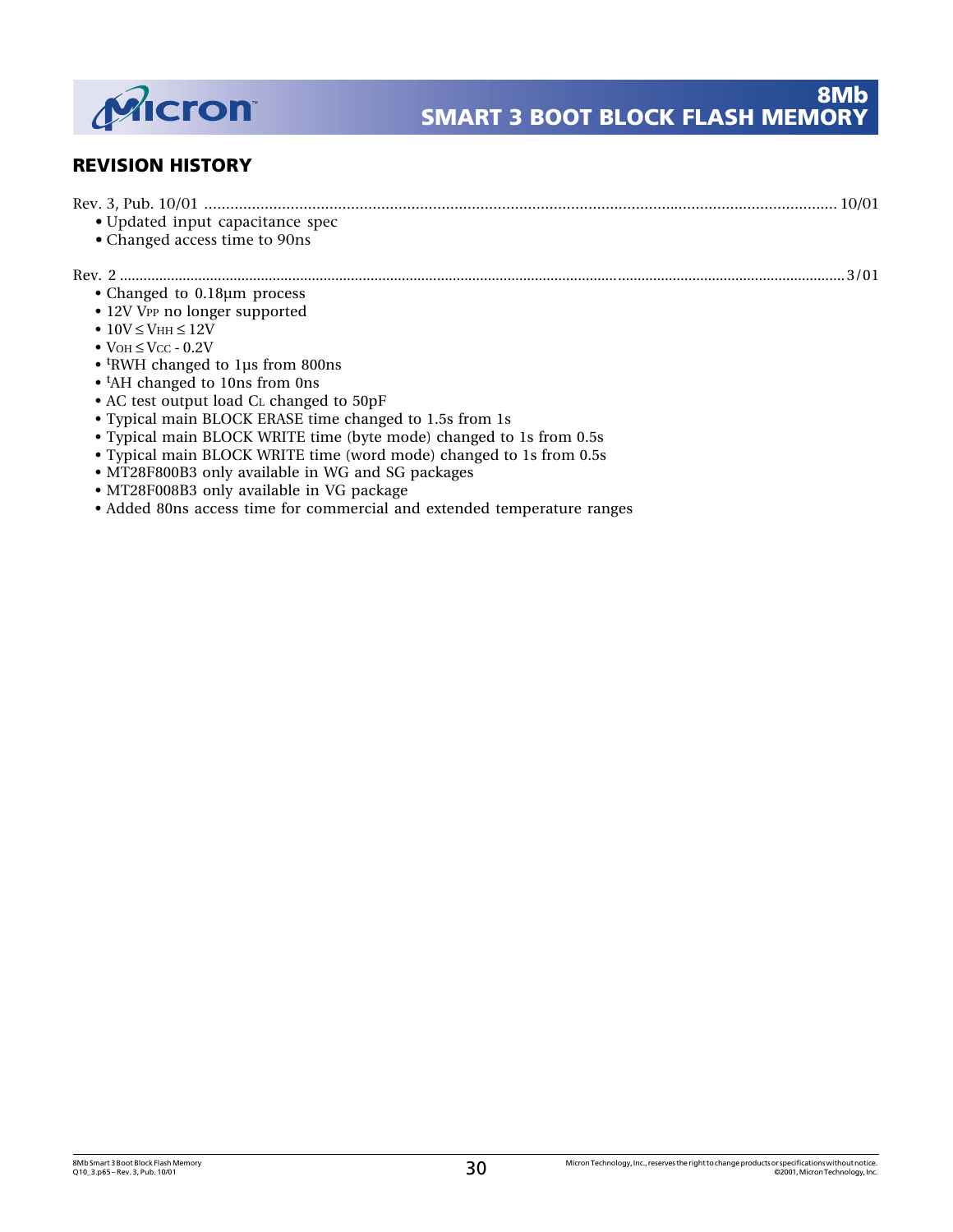## REVISION HISTORY

Rev. 3, Pub. 10/01 ........................................................................................................................................................ 10/01

- Updated input capacitance spec
- Changed access time to 90ns

Rev. 2 ........................................................................................................................................................................ 3/01

- Changed to 0.18µm process
- 12V $V_{PP}$ no longer supported
- $10V \leq V_{HH} \leq 12V$
- $V_{OH} \leq V_{CC}$ - 0.2V
- $^{t}$RWH changed to 1µs from 800ns
- $^{t}$AH changed to 10ns from 0ns
- AC test output load $C_L$ changed to 50pF
- Typical main BLOCK ERASE time changed to 1.5s from 1s
- Typical main BLOCK WRITE time (byte mode) changed to 1s from 0.5s
- Typical main BLOCK WRITE time (word mode) changed to 1s from 0.5s
- MT28F800B3 only available in WG and SG packages
- MT28F008B3 only available in VG package
- Added 80ns access time for commercial and extended temperature ranges